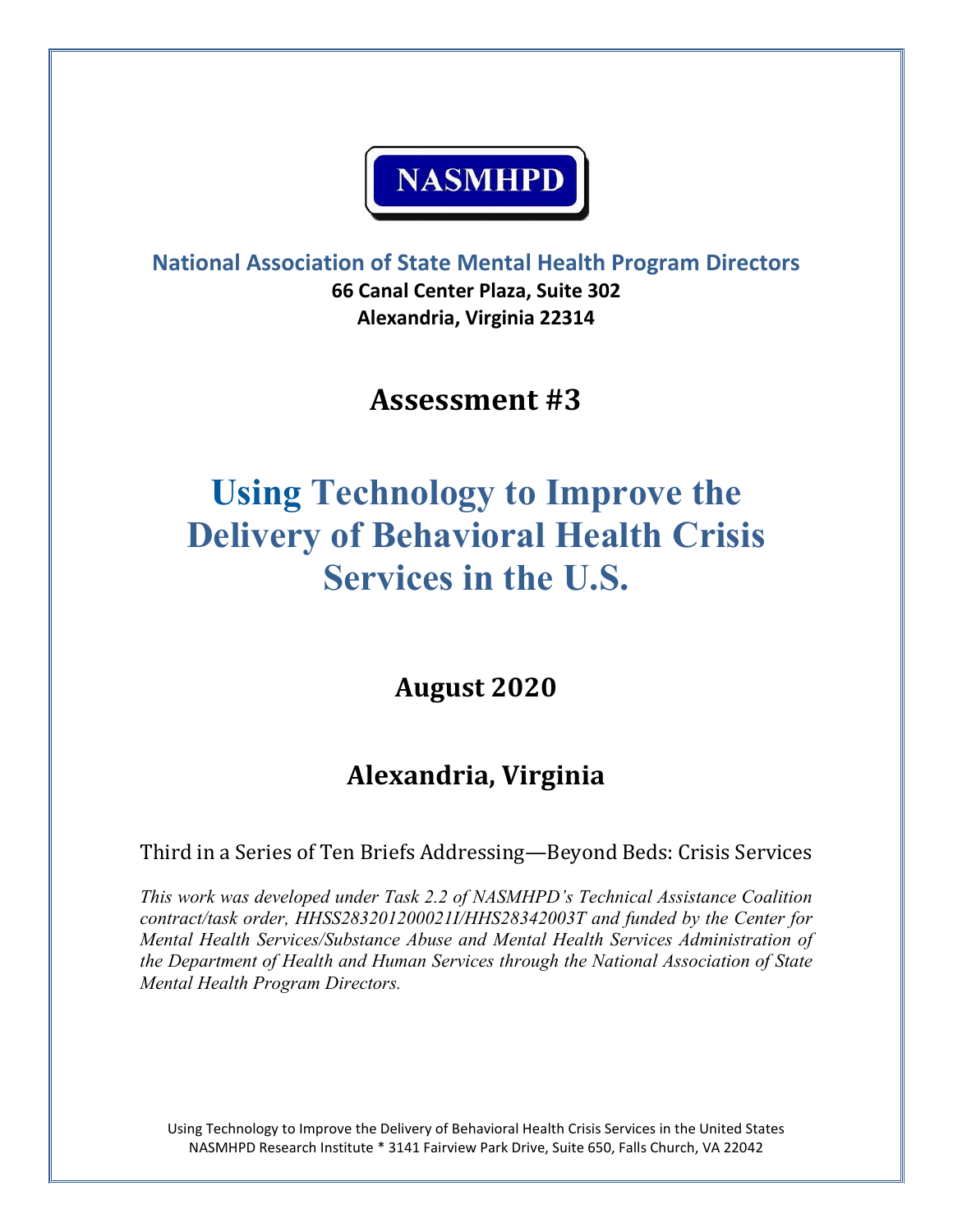**NASMHPD**

**National Association of State Mental Health Program Directors**

**66 Canal Center Plaza, Suite 302**
**Alexandria, Virginia 22314**

## Assessment #3

# Using Technology to Improve the Delivery of Behavioral Health Crisis Services in the U.S.

## August 2020

## Alexandria, Virginia

Third in a Series of Ten Briefs Addressing—Beyond Beds: Crisis Services

*This work was developed under Task 2.2 of NASMHPD's Technical Assistance Coalition contract/task order, HHSS283201200021I/HHS28342003T and funded by the Center for Mental Health Services/Substance Abuse and Mental Health Services Administration of the Department of Health and Human Services through the National Association of State Mental Health Program Directors.*

Using Technology to Improve the Delivery of Behavioral Health Crisis Services in the United States
NASMHPD Research Institute * 3141 Fairview Park Drive, Suite 650, Falls Church, VA 22042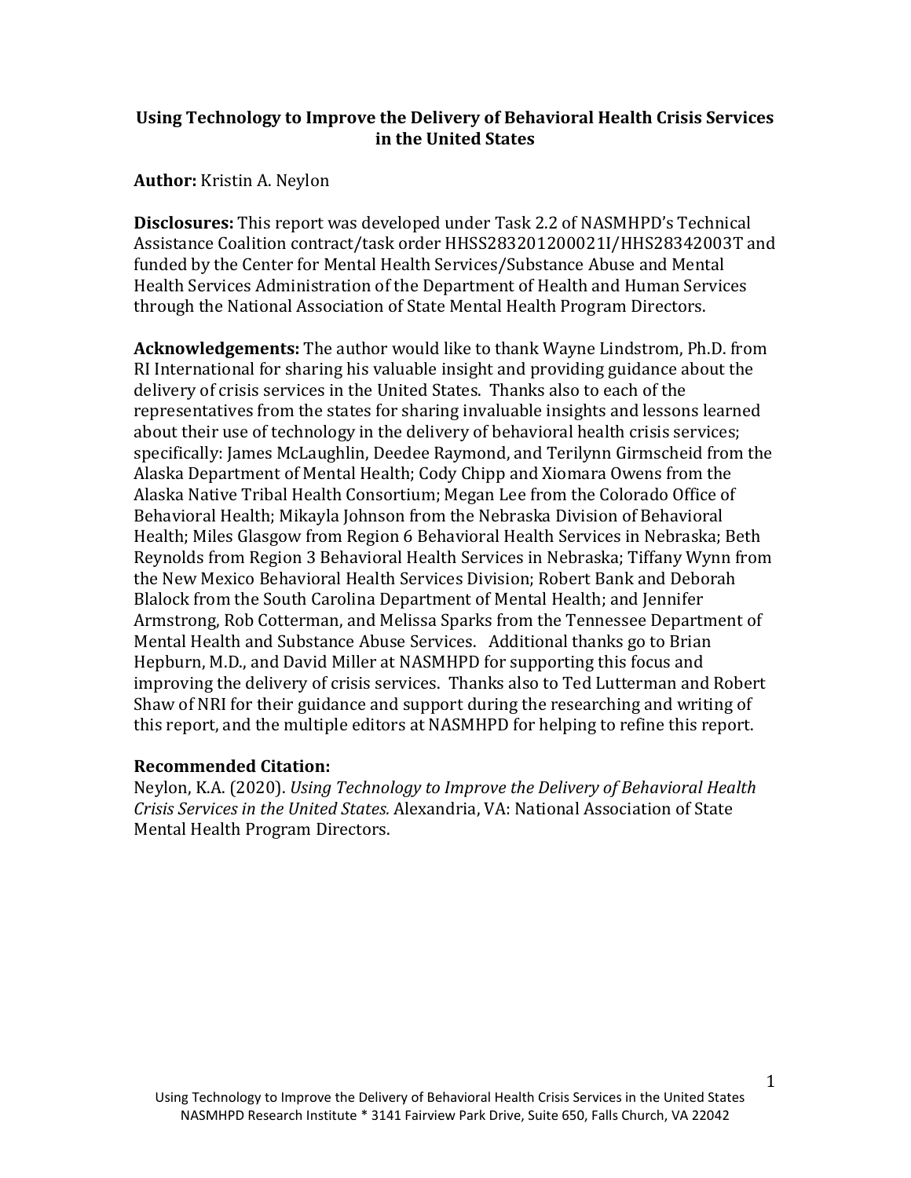# Using Technology to Improve the Delivery of Behavioral Health Crisis Services in the United States

**Author:** Kristin A. Neylon

**Disclosures:** This report was developed under Task 2.2 of NASMHPD's Technical Assistance Coalition contract/task order HHSS283201200021I/HHS28342003T and funded by the Center for Mental Health Services/Substance Abuse and Mental Health Services Administration of the Department of Health and Human Services through the National Association of State Mental Health Program Directors.

**Acknowledgements:** The author would like to thank Wayne Lindstrom, Ph.D. from RI International for sharing his valuable insight and providing guidance about the delivery of crisis services in the United States. Thanks also to each of the representatives from the states for sharing invaluable insights and lessons learned about their use of technology in the delivery of behavioral health crisis services; specifically: James McLaughlin, Deedee Raymond, and Terilynn Girmscheid from the Alaska Department of Mental Health; Cody Chipp and Xiomara Owens from the Alaska Native Tribal Health Consortium; Megan Lee from the Colorado Office of Behavioral Health; Mikayla Johnson from the Nebraska Division of Behavioral Health; Miles Glasgow from Region 6 Behavioral Health Services in Nebraska; Beth Reynolds from Region 3 Behavioral Health Services in Nebraska; Tiffany Wynn from the New Mexico Behavioral Health Services Division; Robert Bank and Deborah Blalock from the South Carolina Department of Mental Health; and Jennifer Armstrong, Rob Cotterman, and Melissa Sparks from the Tennessee Department of Mental Health and Substance Abuse Services. Additional thanks go to Brian Hepburn, M.D., and David Miller at NASMHPD for supporting this focus and improving the delivery of crisis services. Thanks also to Ted Lutterman and Robert Shaw of NRI for their guidance and support during the researching and writing of this report, and the multiple editors at NASMHPD for helping to refine this report.

**Recommended Citation:**
Neylon, K.A. (2020). *Using Technology to Improve the Delivery of Behavioral Health Crisis Services in the United States.* Alexandria, VA: National Association of State Mental Health Program Directors.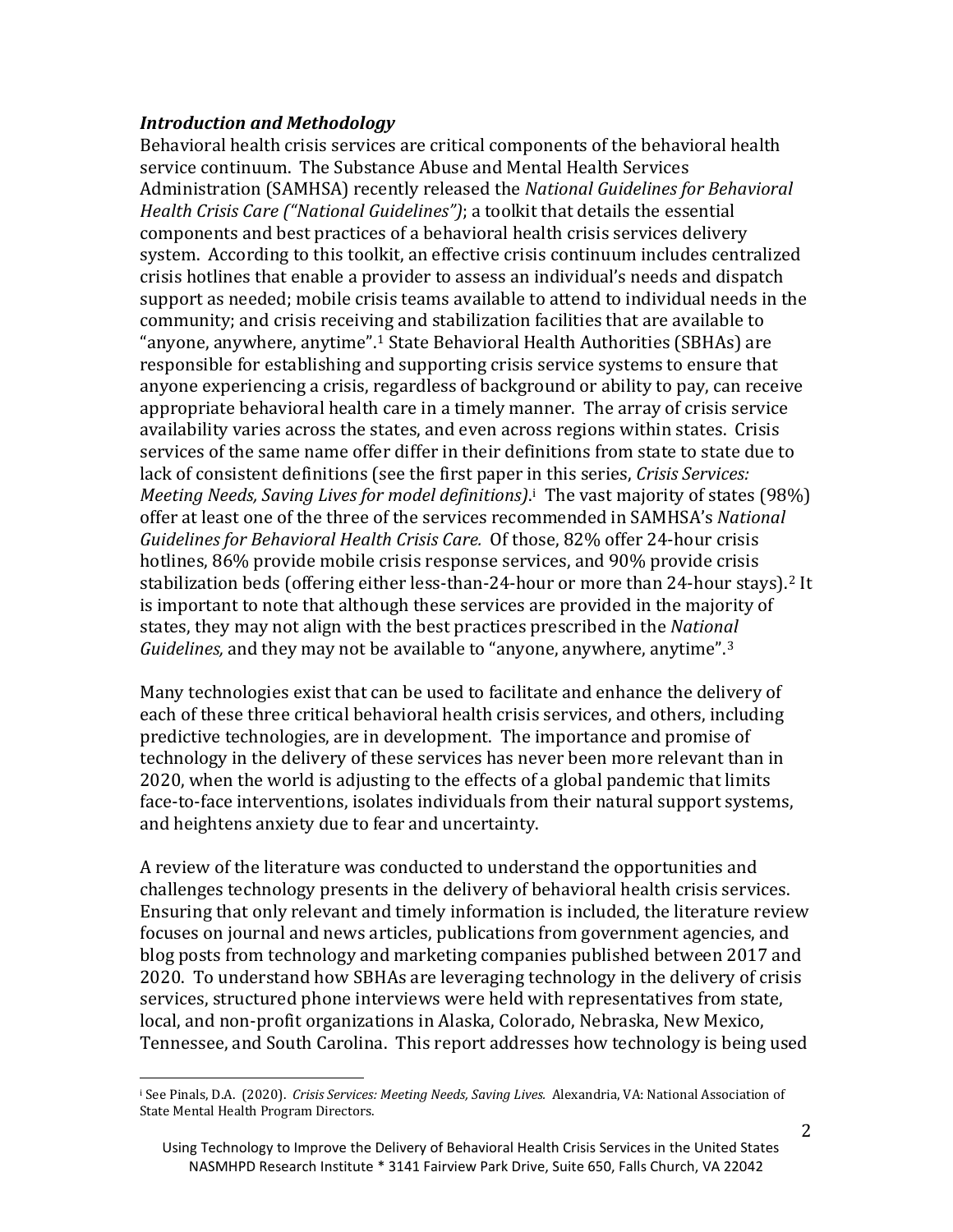### *Introduction and Methodology*

Behavioral health crisis services are critical components of the behavioral health service continuum. The Substance Abuse and Mental Health Services Administration (SAMHSA) recently released the *National Guidelines for Behavioral Health Crisis Care ("National Guidelines")*; a toolkit that details the essential components and best practices of a behavioral health crisis services delivery system. According to this toolkit, an effective crisis continuum includes centralized crisis hotlines that enable a provider to assess an individual's needs and dispatch support as needed; mobile crisis teams available to attend to individual needs in the community; and crisis receiving and stabilization facilities that are available to "anyone, anywhere, anytime".[1] State Behavioral Health Authorities (SBHAs) are responsible for establishing and supporting crisis service systems to ensure that anyone experiencing a crisis, regardless of background or ability to pay, can receive appropriate behavioral health care in a timely manner. The array of crisis service availability varies across the states, and even across regions within states. Crisis services of the same name offer differ in their definitions from state to state due to lack of consistent definitions (see the first paper in this series, *Crisis Services: Meeting Needs, Saving Lives for model definitions)*.[i] The vast majority of states (98%) offer at least one of the three of the services recommended in SAMHSA's *National Guidelines for Behavioral Health Crisis Care.* Of those, 82% offer 24-hour crisis hotlines, 86% provide mobile crisis response services, and 90% provide crisis stabilization beds (offering either less-than-24-hour or more than 24-hour stays).[2] It is important to note that although these services are provided in the majority of states, they may not align with the best practices prescribed in the *National Guidelines,* and they may not be available to "anyone, anywhere, anytime".[3]

Many technologies exist that can be used to facilitate and enhance the delivery of each of these three critical behavioral health crisis services, and others, including predictive technologies, are in development. The importance and promise of technology in the delivery of these services has never been more relevant than in 2020, when the world is adjusting to the effects of a global pandemic that limits face-to-face interventions, isolates individuals from their natural support systems, and heightens anxiety due to fear and uncertainty.

A review of the literature was conducted to understand the opportunities and challenges technology presents in the delivery of behavioral health crisis services. Ensuring that only relevant and timely information is included, the literature review focuses on journal and news articles, publications from government agencies, and blog posts from technology and marketing companies published between 2017 and 2020. To understand how SBHAs are leveraging technology in the delivery of crisis services, structured phone interviews were held with representatives from state, local, and non-profit organizations in Alaska, Colorado, Nebraska, New Mexico, Tennessee, and South Carolina. This report addresses how technology is being used

---

[i] See Pinals, D.A. (2020). *Crisis Services: Meeting Needs, Saving Lives.* Alexandria, VA: National Association of State Mental Health Program Directors.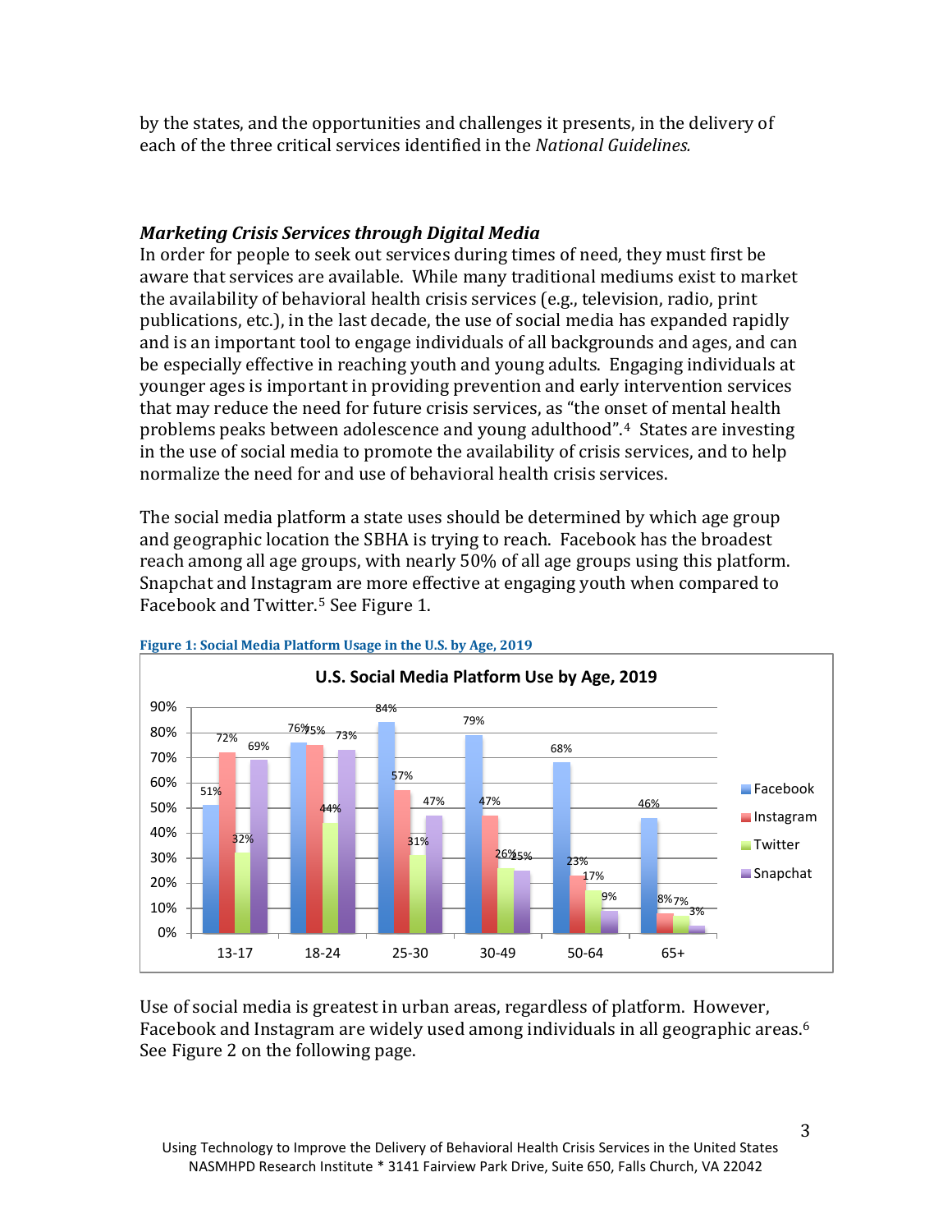by the states, and the opportunities and challenges it presents, in the delivery of each of the three critical services identified in the *National Guidelines.*

### *Marketing Crisis Services through Digital Media*

In order for people to seek out services during times of need, they must first be aware that services are available. While many traditional mediums exist to market the availability of behavioral health crisis services (e.g., television, radio, print publications, etc.), in the last decade, the use of social media has expanded rapidly and is an important tool to engage individuals of all backgrounds and ages, and can be especially effective in reaching youth and young adults. Engaging individuals at younger ages is important in providing prevention and early intervention services that may reduce the need for future crisis services, as "the onset of mental health problems peaks between adolescence and young adulthood".[4] States are investing in the use of social media to promote the availability of crisis services, and to help normalize the need for and use of behavioral health crisis services.

The social media platform a state uses should be determined by which age group and geographic location the SBHA is trying to reach. Facebook has the broadest reach among all age groups, with nearly 50% of all age groups using this platform. Snapchat and Instagram are more effective at engaging youth when compared to Facebook and Twitter.[5] See Figure 1.

**Figure 1: Social Media Platform Usage in the U.S. by Age, 2019**

**U.S. Social Media Platform Use by Age, 2019**

| Age | Facebook | Instagram | Twitter | Snapchat |
|---|---|---|---|---|
| 13-17 | 51% | 72% | 32% | 69% |
| 18-24 | 76% | 75% | 44% | 73% |
| 25-30 | 84% | 57% | 31% | 47% |
| 30-49 | 79% | 47% | 26% | 25% |
| 50-64 | 68% | 23% | 17% | 9% |
| 65+ | 46% | 8% | 7% | 3% |

Use of social media is greatest in urban areas, regardless of platform. However, Facebook and Instagram are widely used among individuals in all geographic areas.[6] See Figure 2 on the following page.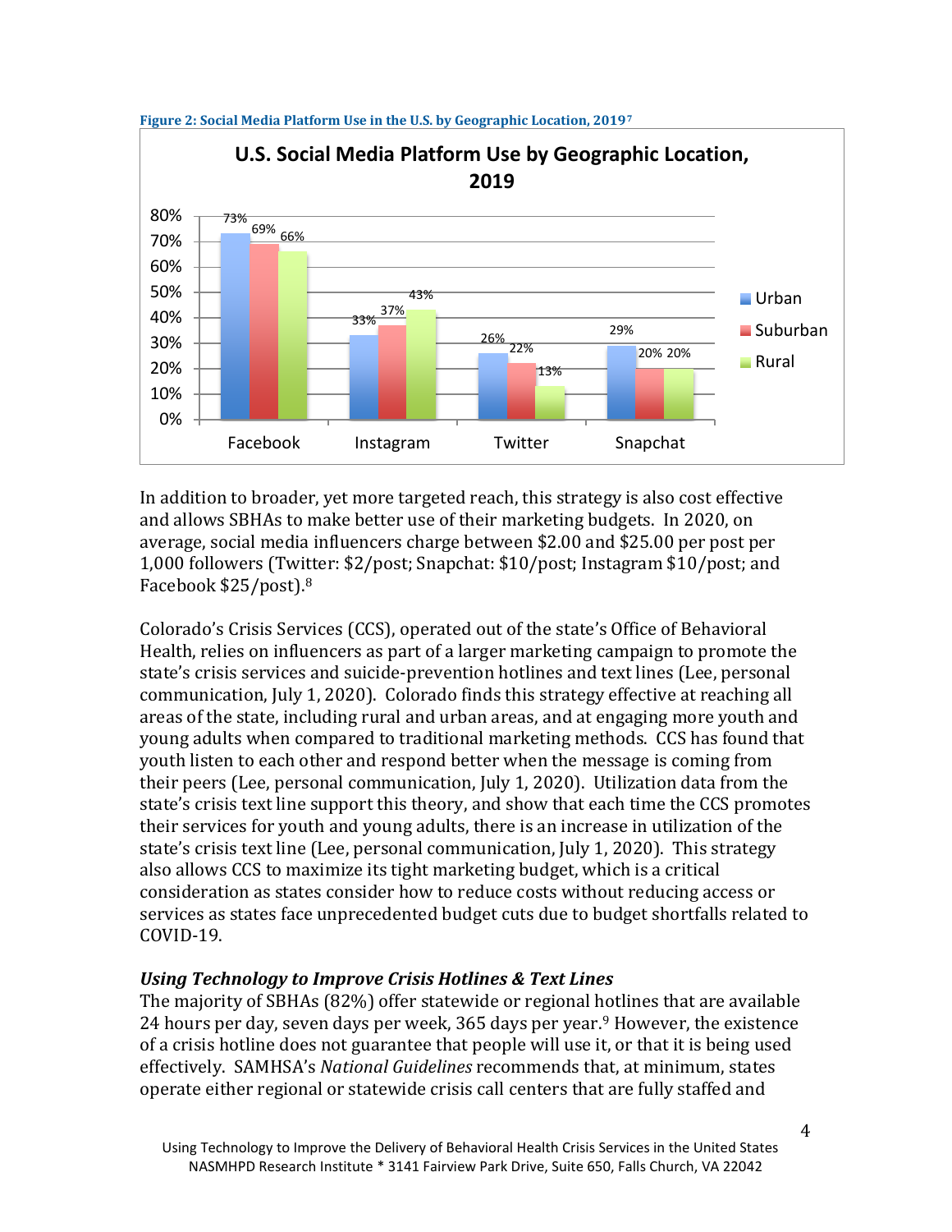**Figure 2: Social Media Platform Use in the U.S. by Geographic Location, 2019**[7]

**U.S. Social Media Platform Use by Geographic Location, 2019**

| | Urban | Suburban | Rural |
|---|---|---|---|
| Facebook | 73% | 69% | 66% |
| Instagram | 33% | 37% | 43% |
| Twitter | 26% | 22% | 13% |
| Snapchat | 29% | 20% | 20% |

In addition to broader, yet more targeted reach, this strategy is also cost effective and allows SBHAs to make better use of their marketing budgets. In 2020, on average, social media influencers charge between $2.00 and $25.00 per post per 1,000 followers (Twitter: $2/post; Snapchat: $10/post; Instagram $10/post; and Facebook $25/post).[8]

Colorado's Crisis Services (CCS), operated out of the state's Office of Behavioral Health, relies on influencers as part of a larger marketing campaign to promote the state's crisis services and suicide-prevention hotlines and text lines (Lee, personal communication, July 1, 2020). Colorado finds this strategy effective at reaching all areas of the state, including rural and urban areas, and at engaging more youth and young adults when compared to traditional marketing methods. CCS has found that youth listen to each other and respond better when the message is coming from their peers (Lee, personal communication, July 1, 2020). Utilization data from the state's crisis text line support this theory, and show that each time the CCS promotes their services for youth and young adults, there is an increase in utilization of the state's crisis text line (Lee, personal communication, July 1, 2020). This strategy also allows CCS to maximize its tight marketing budget, which is a critical consideration as states consider how to reduce costs without reducing access or services as states face unprecedented budget cuts due to budget shortfalls related to COVID-19.

### *Using Technology to Improve Crisis Hotlines & Text Lines*

The majority of SBHAs (82%) offer statewide or regional hotlines that are available 24 hours per day, seven days per week, 365 days per year.[9] However, the existence of a crisis hotline does not guarantee that people will use it, or that it is being used effectively. SAMHSA's *National Guidelines* recommends that, at minimum, states operate either regional or statewide crisis call centers that are fully staffed and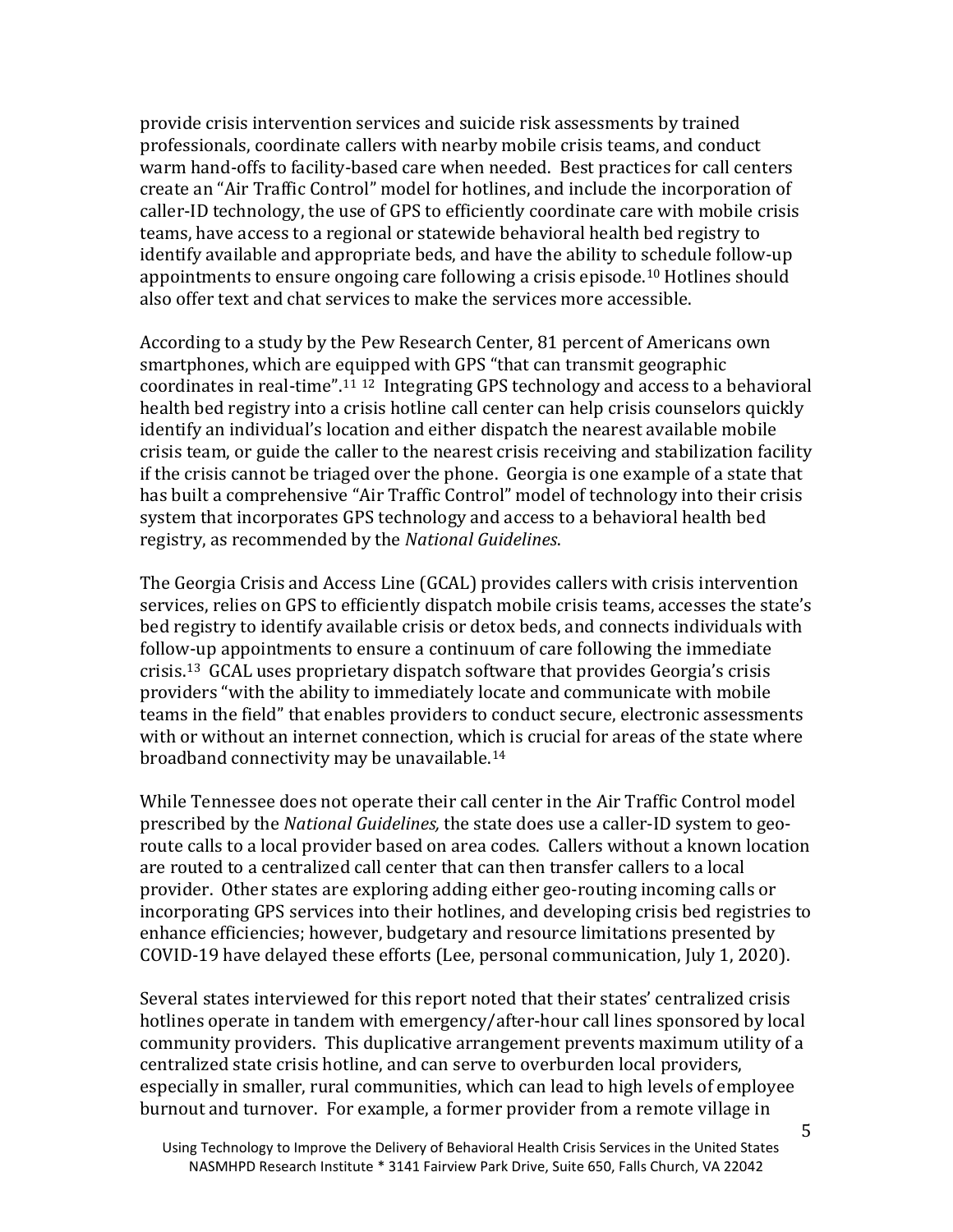provide crisis intervention services and suicide risk assessments by trained professionals, coordinate callers with nearby mobile crisis teams, and conduct warm hand-offs to facility-based care when needed. Best practices for call centers create an "Air Traffic Control" model for hotlines, and include the incorporation of caller-ID technology, the use of GPS to efficiently coordinate care with mobile crisis teams, have access to a regional or statewide behavioral health bed registry to identify available and appropriate beds, and have the ability to schedule follow-up appointments to ensure ongoing care following a crisis episode.[10] Hotlines should also offer text and chat services to make the services more accessible.

According to a study by the Pew Research Center, 81 percent of Americans own smartphones, which are equipped with GPS "that can transmit geographic coordinates in real-time".[11] [12] Integrating GPS technology and access to a behavioral health bed registry into a crisis hotline call center can help crisis counselors quickly identify an individual's location and either dispatch the nearest available mobile crisis team, or guide the caller to the nearest crisis receiving and stabilization facility if the crisis cannot be triaged over the phone. Georgia is one example of a state that has built a comprehensive "Air Traffic Control" model of technology into their crisis system that incorporates GPS technology and access to a behavioral health bed registry, as recommended by the *National Guidelines*.

The Georgia Crisis and Access Line (GCAL) provides callers with crisis intervention services, relies on GPS to efficiently dispatch mobile crisis teams, accesses the state's bed registry to identify available crisis or detox beds, and connects individuals with follow-up appointments to ensure a continuum of care following the immediate crisis.[13] GCAL uses proprietary dispatch software that provides Georgia's crisis providers "with the ability to immediately locate and communicate with mobile teams in the field" that enables providers to conduct secure, electronic assessments with or without an internet connection, which is crucial for areas of the state where broadband connectivity may be unavailable.[14]

While Tennessee does not operate their call center in the Air Traffic Control model prescribed by the *National Guidelines,* the state does use a caller-ID system to geo-route calls to a local provider based on area codes. Callers without a known location are routed to a centralized call center that can then transfer callers to a local provider. Other states are exploring adding either geo-routing incoming calls or incorporating GPS services into their hotlines, and developing crisis bed registries to enhance efficiencies; however, budgetary and resource limitations presented by COVID-19 have delayed these efforts (Lee, personal communication, July 1, 2020).

Several states interviewed for this report noted that their states' centralized crisis hotlines operate in tandem with emergency/after-hour call lines sponsored by local community providers. This duplicative arrangement prevents maximum utility of a centralized state crisis hotline, and can serve to overburden local providers, especially in smaller, rural communities, which can lead to high levels of employee burnout and turnover. For example, a former provider from a remote village in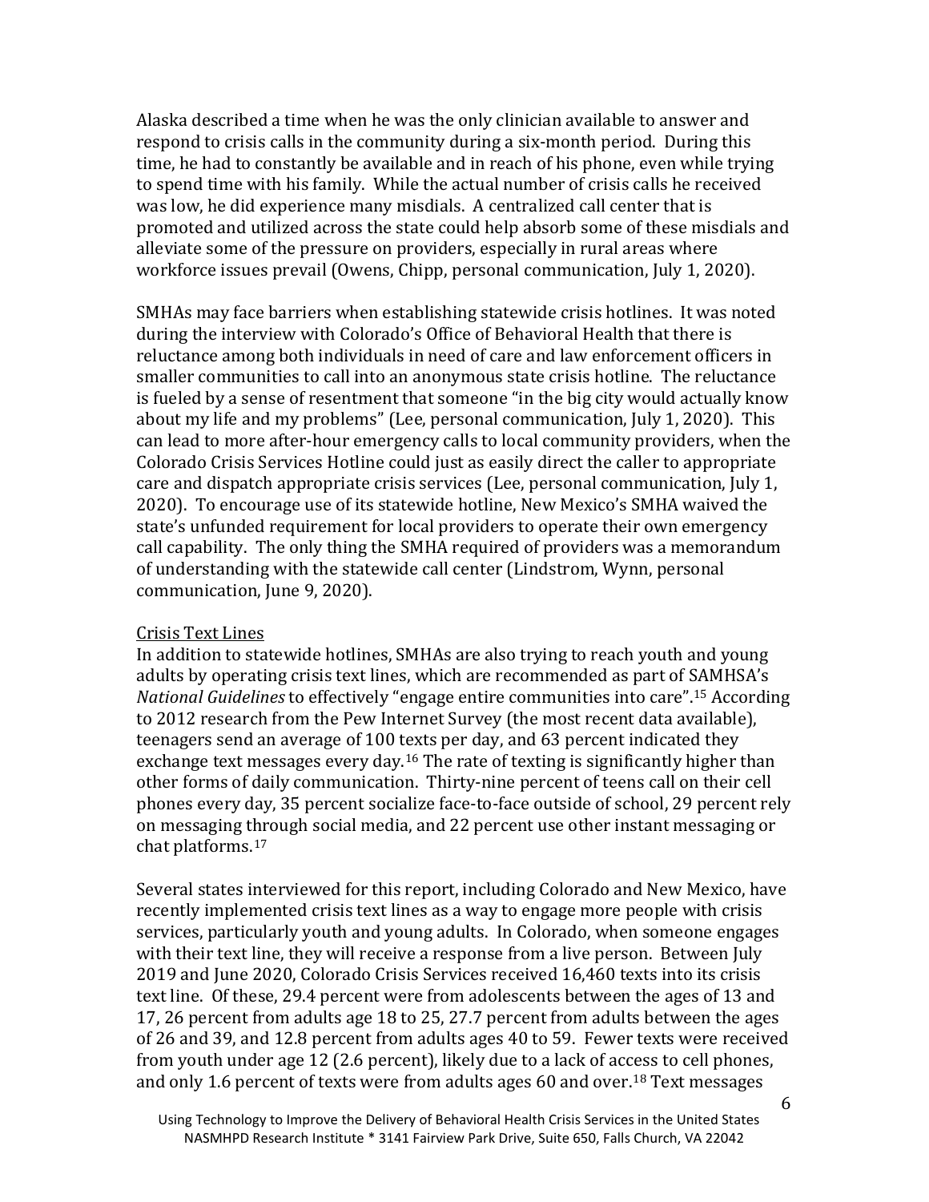Alaska described a time when he was the only clinician available to answer and respond to crisis calls in the community during a six-month period. During this time, he had to constantly be available and in reach of his phone, even while trying to spend time with his family. While the actual number of crisis calls he received was low, he did experience many misdials. A centralized call center that is promoted and utilized across the state could help absorb some of these misdials and alleviate some of the pressure on providers, especially in rural areas where workforce issues prevail (Owens, Chipp, personal communication, July 1, 2020).

SMHAs may face barriers when establishing statewide crisis hotlines. It was noted during the interview with Colorado's Office of Behavioral Health that there is reluctance among both individuals in need of care and law enforcement officers in smaller communities to call into an anonymous state crisis hotline. The reluctance is fueled by a sense of resentment that someone "in the big city would actually know about my life and my problems" (Lee, personal communication, July 1, 2020). This can lead to more after-hour emergency calls to local community providers, when the Colorado Crisis Services Hotline could just as easily direct the caller to appropriate care and dispatch appropriate crisis services (Lee, personal communication, July 1, 2020). To encourage use of its statewide hotline, New Mexico's SMHA waived the state's unfunded requirement for local providers to operate their own emergency call capability. The only thing the SMHA required of providers was a memorandum of understanding with the statewide call center (Lindstrom, Wynn, personal communication, June 9, 2020).

Crisis Text Lines

In addition to statewide hotlines, SMHAs are also trying to reach youth and young adults by operating crisis text lines, which are recommended as part of SAMHSA's *National Guidelines* to effectively "engage entire communities into care".[15] According to 2012 research from the Pew Internet Survey (the most recent data available), teenagers send an average of 100 texts per day, and 63 percent indicated they exchange text messages every day.[16] The rate of texting is significantly higher than other forms of daily communication. Thirty-nine percent of teens call on their cell phones every day, 35 percent socialize face-to-face outside of school, 29 percent rely on messaging through social media, and 22 percent use other instant messaging or chat platforms.[17]

Several states interviewed for this report, including Colorado and New Mexico, have recently implemented crisis text lines as a way to engage more people with crisis services, particularly youth and young adults. In Colorado, when someone engages with their text line, they will receive a response from a live person. Between July 2019 and June 2020, Colorado Crisis Services received 16,460 texts into its crisis text line. Of these, 29.4 percent were from adolescents between the ages of 13 and 17, 26 percent from adults age 18 to 25, 27.7 percent from adults between the ages of 26 and 39, and 12.8 percent from adults ages 40 to 59. Fewer texts were received from youth under age 12 (2.6 percent), likely due to a lack of access to cell phones, and only 1.6 percent of texts were from adults ages 60 and over.[18] Text messages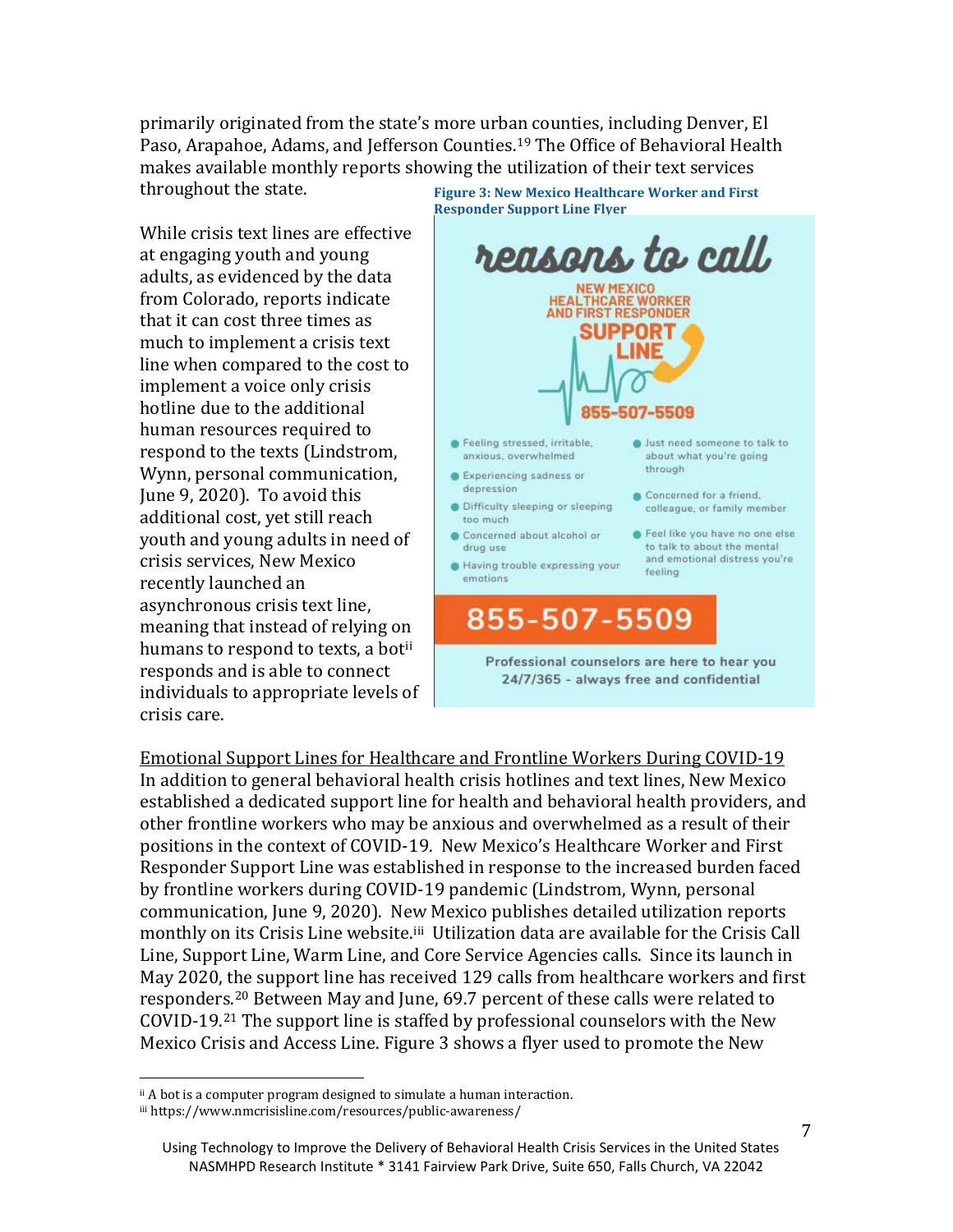primarily originated from the state's more urban counties, including Denver, El Paso, Arapahoe, Adams, and Jefferson Counties.[19] The Office of Behavioral Health makes available monthly reports showing the utilization of their text services throughout the state.

While crisis text lines are effective at engaging youth and young adults, as evidenced by the data from Colorado, reports indicate that it can cost three times as much to implement a crisis text line when compared to the cost to implement a voice only crisis hotline due to the additional human resources required to respond to the texts (Lindstrom, Wynn, personal communication, June 9, 2020). To avoid this additional cost, yet still reach youth and young adults in need of crisis services, New Mexico recently launched an asynchronous crisis text line, meaning that instead of relying on humans to respond to texts, a bot[ii] responds and is able to connect individuals to appropriate levels of crisis care.

**Figure 3: New Mexico Healthcare Worker and First Responder Support Line Flyer**

reasons to call

NEW MEXICO HEALTHCARE WORKER AND FIRST RESPONDER SUPPORT LINE

855-507-5509

- Feeling stressed, irritable, anxious, overwhelmed
- Experiencing sadness or depression
- Difficulty sleeping or sleeping too much
- Concerned about alcohol or drug use
- Having trouble expressing your emotions
- Just need someone to talk to about what you're going through
- Concerned for a friend, colleague, or family member
- Feel like you have no one else to talk to about the mental and emotional distress you're feeling

855-507-5509

Professional counselors are here to hear you 24/7/365 - always free and confidential

<u>Emotional Support Lines for Healthcare and Frontline Workers During COVID-19</u>

In addition to general behavioral health crisis hotlines and text lines, New Mexico established a dedicated support line for health and behavioral health providers, and other frontline workers who may be anxious and overwhelmed as a result of their positions in the context of COVID-19. New Mexico's Healthcare Worker and First Responder Support Line was established in response to the increased burden faced by frontline workers during COVID-19 pandemic (Lindstrom, Wynn, personal communication, June 9, 2020). New Mexico publishes detailed utilization reports monthly on its Crisis Line website.[iii] Utilization data are available for the Crisis Call Line, Support Line, Warm Line, and Core Service Agencies calls. Since its launch in May 2020, the support line has received 129 calls from healthcare workers and first responders.[20] Between May and June, 69.7 percent of these calls were related to COVID-19.[21] The support line is staffed by professional counselors with the New Mexico Crisis and Access Line. Figure 3 shows a flyer used to promote the New

---

[ii] A bot is a computer program designed to simulate a human interaction.

[iii] https://www.nmcrisisline.com/resources/public-awareness/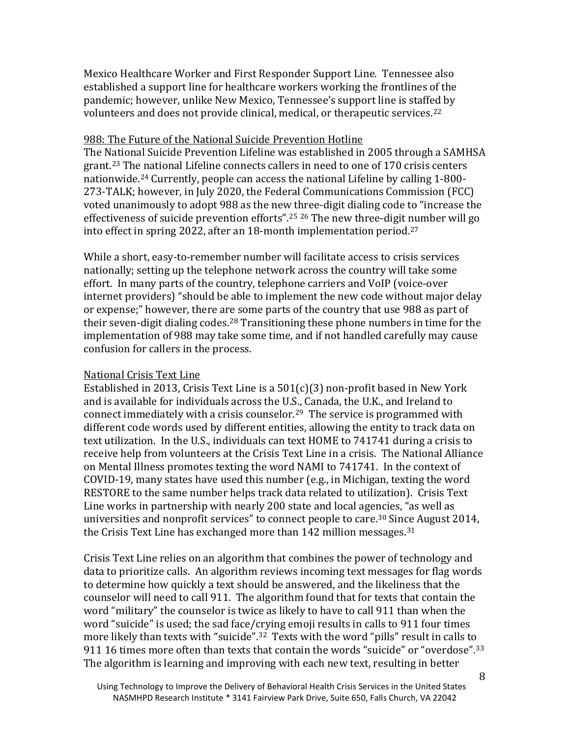Mexico Healthcare Worker and First Responder Support Line. Tennessee also established a support line for healthcare workers working the frontlines of the pandemic; however, unlike New Mexico, Tennessee's support line is staffed by volunteers and does not provide clinical, medical, or therapeutic services.[22]

<u>988: The Future of the National Suicide Prevention Hotline</u>

The National Suicide Prevention Lifeline was established in 2005 through a SAMHSA grant.[23] The national Lifeline connects callers in need to one of 170 crisis centers nationwide.[24] Currently, people can access the national Lifeline by calling 1-800-273-TALK; however, in July 2020, the Federal Communications Commission (FCC) voted unanimously to adopt 988 as the new three-digit dialing code to "increase the effectiveness of suicide prevention efforts".[25] [26] The new three-digit number will go into effect in spring 2022, after an 18-month implementation period.[27]

While a short, easy-to-remember number will facilitate access to crisis services nationally; setting up the telephone network across the country will take some effort. In many parts of the country, telephone carriers and VoIP (voice-over internet providers) "should be able to implement the new code without major delay or expense;" however, there are some parts of the country that use 988 as part of their seven-digit dialing codes.[28] Transitioning these phone numbers in time for the implementation of 988 may take some time, and if not handled carefully may cause confusion for callers in the process.

<u>National Crisis Text Line</u>

Established in 2013, Crisis Text Line is a 501(c)(3) non-profit based in New York and is available for individuals across the U.S., Canada, the U.K., and Ireland to connect immediately with a crisis counselor.[29] The service is programmed with different code words used by different entities, allowing the entity to track data on text utilization. In the U.S., individuals can text HOME to 741741 during a crisis to receive help from volunteers at the Crisis Text Line in a crisis. The National Alliance on Mental Illness promotes texting the word NAMI to 741741. In the context of COVID-19, many states have used this number (e.g., in Michigan, texting the word RESTORE to the same number helps track data related to utilization). Crisis Text Line works in partnership with nearly 200 state and local agencies, "as well as universities and nonprofit services" to connect people to care.[30] Since August 2014, the Crisis Text Line has exchanged more than 142 million messages.[31]

Crisis Text Line relies on an algorithm that combines the power of technology and data to prioritize calls. An algorithm reviews incoming text messages for flag words to determine how quickly a text should be answered, and the likeliness that the counselor will need to call 911. The algorithm found that for texts that contain the word "military" the counselor is twice as likely to have to call 911 than when the word "suicide" is used; the sad face/crying emoji results in calls to 911 four times more likely than texts with "suicide".[32] Texts with the word "pills" result in calls to 911 16 times more often than texts that contain the words "suicide" or "overdose".[33] The algorithm is learning and improving with each new text, resulting in better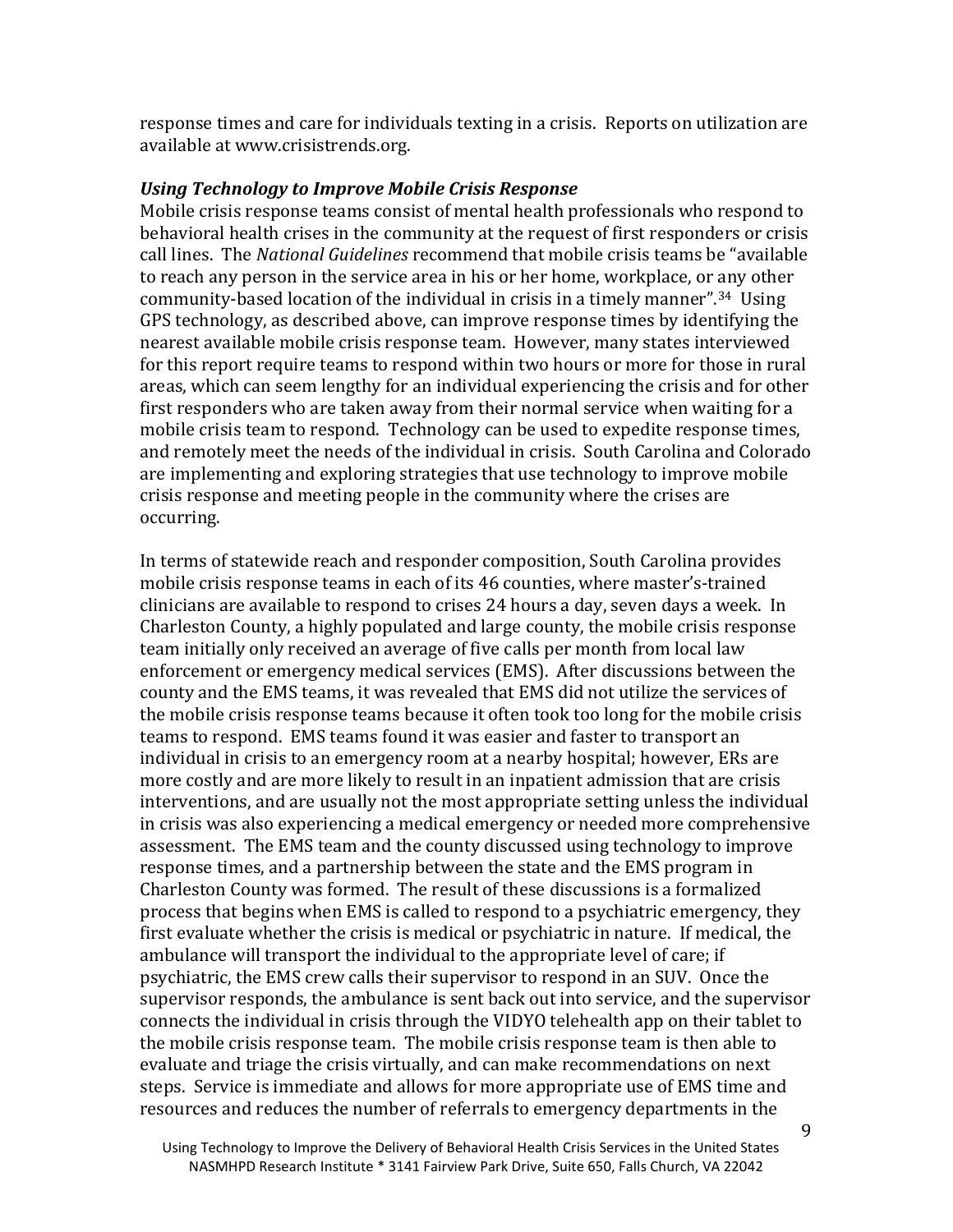response times and care for individuals texting in a crisis. Reports on utilization are available at www.crisistrends.org.

***Using Technology to Improve Mobile Crisis Response***

Mobile crisis response teams consist of mental health professionals who respond to behavioral health crises in the community at the request of first responders or crisis call lines. The *National Guidelines* recommend that mobile crisis teams be "available to reach any person in the service area in his or her home, workplace, or any other community-based location of the individual in crisis in a timely manner".[34] Using GPS technology, as described above, can improve response times by identifying the nearest available mobile crisis response team. However, many states interviewed for this report require teams to respond within two hours or more for those in rural areas, which can seem lengthy for an individual experiencing the crisis and for other first responders who are taken away from their normal service when waiting for a mobile crisis team to respond. Technology can be used to expedite response times, and remotely meet the needs of the individual in crisis. South Carolina and Colorado are implementing and exploring strategies that use technology to improve mobile crisis response and meeting people in the community where the crises are occurring.

In terms of statewide reach and responder composition, South Carolina provides mobile crisis response teams in each of its 46 counties, where master's-trained clinicians are available to respond to crises 24 hours a day, seven days a week. In Charleston County, a highly populated and large county, the mobile crisis response team initially only received an average of five calls per month from local law enforcement or emergency medical services (EMS). After discussions between the county and the EMS teams, it was revealed that EMS did not utilize the services of the mobile crisis response teams because it often took too long for the mobile crisis teams to respond. EMS teams found it was easier and faster to transport an individual in crisis to an emergency room at a nearby hospital; however, ERs are more costly and are more likely to result in an inpatient admission that are crisis interventions, and are usually not the most appropriate setting unless the individual in crisis was also experiencing a medical emergency or needed more comprehensive assessment. The EMS team and the county discussed using technology to improve response times, and a partnership between the state and the EMS program in Charleston County was formed. The result of these discussions is a formalized process that begins when EMS is called to respond to a psychiatric emergency, they first evaluate whether the crisis is medical or psychiatric in nature. If medical, the ambulance will transport the individual to the appropriate level of care; if psychiatric, the EMS crew calls their supervisor to respond in an SUV. Once the supervisor responds, the ambulance is sent back out into service, and the supervisor connects the individual in crisis through the VIDYO telehealth app on their tablet to the mobile crisis response team. The mobile crisis response team is then able to evaluate and triage the crisis virtually, and can make recommendations on next steps. Service is immediate and allows for more appropriate use of EMS time and resources and reduces the number of referrals to emergency departments in the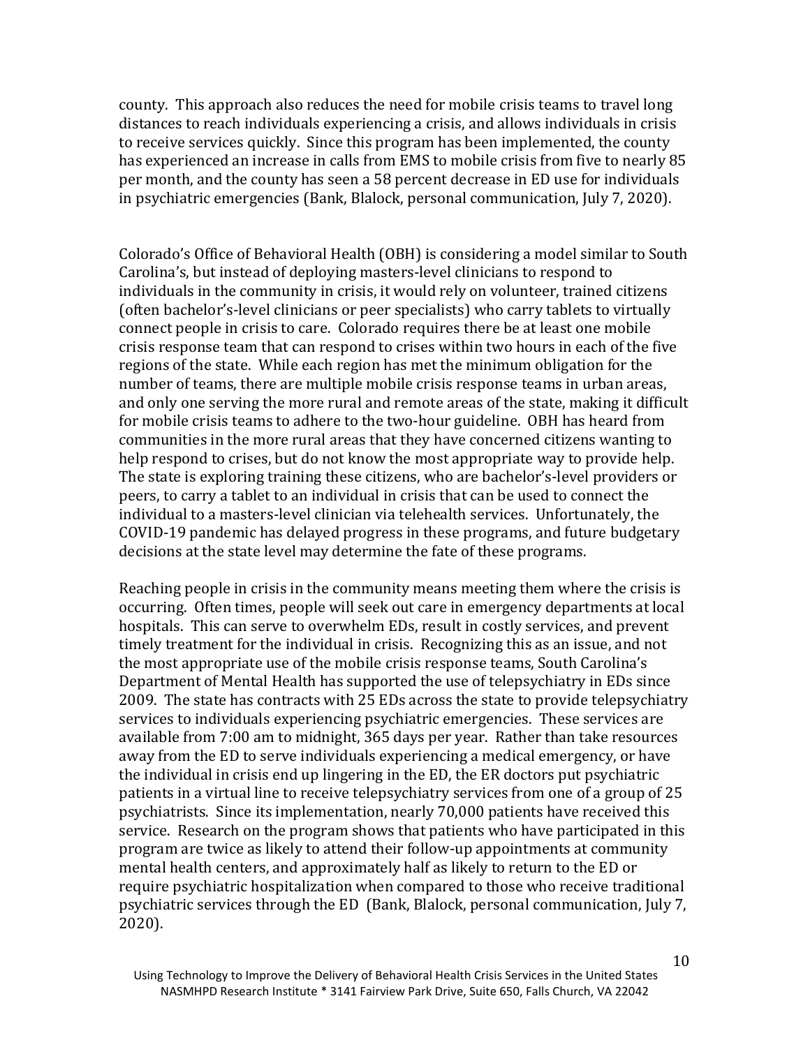county. This approach also reduces the need for mobile crisis teams to travel long distances to reach individuals experiencing a crisis, and allows individuals in crisis to receive services quickly. Since this program has been implemented, the county has experienced an increase in calls from EMS to mobile crisis from five to nearly 85 per month, and the county has seen a 58 percent decrease in ED use for individuals in psychiatric emergencies (Bank, Blalock, personal communication, July 7, 2020).

Colorado's Office of Behavioral Health (OBH) is considering a model similar to South Carolina's, but instead of deploying masters-level clinicians to respond to individuals in the community in crisis, it would rely on volunteer, trained citizens (often bachelor's-level clinicians or peer specialists) who carry tablets to virtually connect people in crisis to care. Colorado requires there be at least one mobile crisis response team that can respond to crises within two hours in each of the five regions of the state. While each region has met the minimum obligation for the number of teams, there are multiple mobile crisis response teams in urban areas, and only one serving the more rural and remote areas of the state, making it difficult for mobile crisis teams to adhere to the two-hour guideline. OBH has heard from communities in the more rural areas that they have concerned citizens wanting to help respond to crises, but do not know the most appropriate way to provide help. The state is exploring training these citizens, who are bachelor's-level providers or peers, to carry a tablet to an individual in crisis that can be used to connect the individual to a masters-level clinician via telehealth services. Unfortunately, the COVID-19 pandemic has delayed progress in these programs, and future budgetary decisions at the state level may determine the fate of these programs.

Reaching people in crisis in the community means meeting them where the crisis is occurring. Often times, people will seek out care in emergency departments at local hospitals. This can serve to overwhelm EDs, result in costly services, and prevent timely treatment for the individual in crisis. Recognizing this as an issue, and not the most appropriate use of the mobile crisis response teams, South Carolina's Department of Mental Health has supported the use of telepsychiatry in EDs since 2009. The state has contracts with 25 EDs across the state to provide telepsychiatry services to individuals experiencing psychiatric emergencies. These services are available from 7:00 am to midnight, 365 days per year. Rather than take resources away from the ED to serve individuals experiencing a medical emergency, or have the individual in crisis end up lingering in the ED, the ER doctors put psychiatric patients in a virtual line to receive telepsychiatry services from one of a group of 25 psychiatrists. Since its implementation, nearly 70,000 patients have received this service. Research on the program shows that patients who have participated in this program are twice as likely to attend their follow-up appointments at community mental health centers, and approximately half as likely to return to the ED or require psychiatric hospitalization when compared to those who receive traditional psychiatric services through the ED (Bank, Blalock, personal communication, July 7, 2020).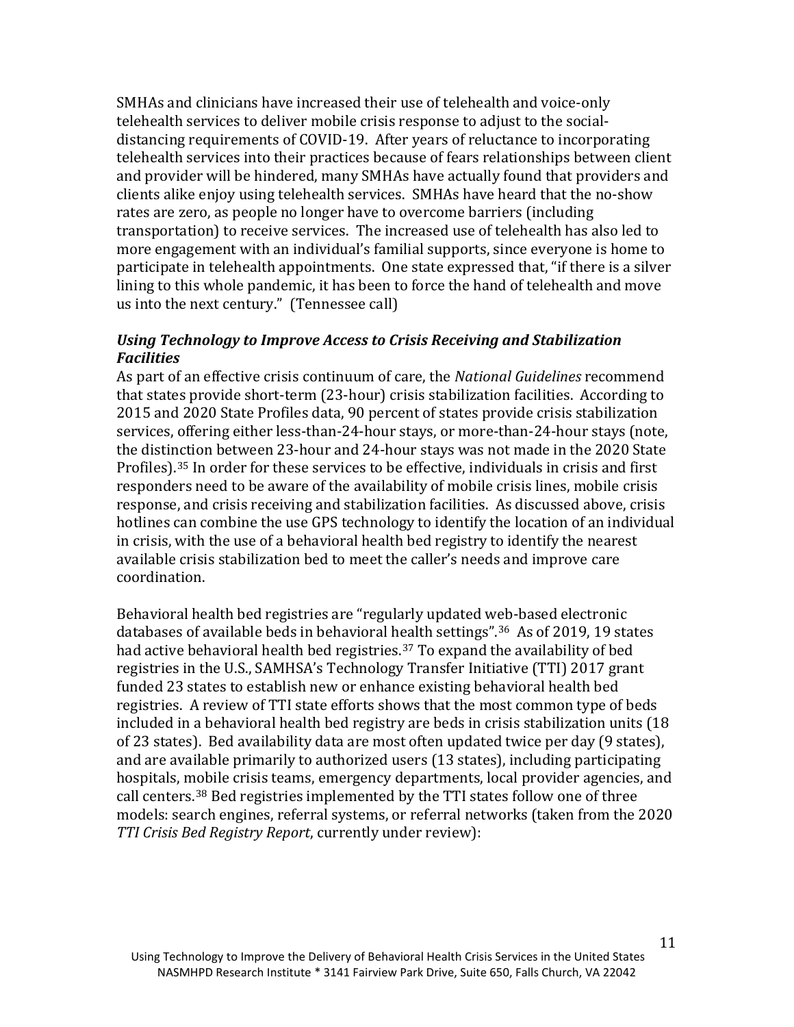SMHAs and clinicians have increased their use of telehealth and voice-only telehealth services to deliver mobile crisis response to adjust to the social-distancing requirements of COVID-19. After years of reluctance to incorporating telehealth services into their practices because of fears relationships between client and provider will be hindered, many SMHAs have actually found that providers and clients alike enjoy using telehealth services. SMHAs have heard that the no-show rates are zero, as people no longer have to overcome barriers (including transportation) to receive services. The increased use of telehealth has also led to more engagement with an individual's familial supports, since everyone is home to participate in telehealth appointments. One state expressed that, "if there is a silver lining to this whole pandemic, it has been to force the hand of telehealth and move us into the next century." (Tennessee call)

### *Using Technology to Improve Access to Crisis Receiving and Stabilization Facilities*

As part of an effective crisis continuum of care, the *National Guidelines* recommend that states provide short-term (23-hour) crisis stabilization facilities. According to 2015 and 2020 State Profiles data, 90 percent of states provide crisis stabilization services, offering either less-than-24-hour stays, or more-than-24-hour stays (note, the distinction between 23-hour and 24-hour stays was not made in the 2020 State Profiles).[35] In order for these services to be effective, individuals in crisis and first responders need to be aware of the availability of mobile crisis lines, mobile crisis response, and crisis receiving and stabilization facilities. As discussed above, crisis hotlines can combine the use GPS technology to identify the location of an individual in crisis, with the use of a behavioral health bed registry to identify the nearest available crisis stabilization bed to meet the caller's needs and improve care coordination.

Behavioral health bed registries are "regularly updated web-based electronic databases of available beds in behavioral health settings".[36] As of 2019, 19 states had active behavioral health bed registries.[37] To expand the availability of bed registries in the U.S., SAMHSA's Technology Transfer Initiative (TTI) 2017 grant funded 23 states to establish new or enhance existing behavioral health bed registries. A review of TTI state efforts shows that the most common type of beds included in a behavioral health bed registry are beds in crisis stabilization units (18 of 23 states). Bed availability data are most often updated twice per day (9 states), and are available primarily to authorized users (13 states), including participating hospitals, mobile crisis teams, emergency departments, local provider agencies, and call centers.[38] Bed registries implemented by the TTI states follow one of three models: search engines, referral systems, or referral networks (taken from the 2020 *TTI Crisis Bed Registry Report*, currently under review):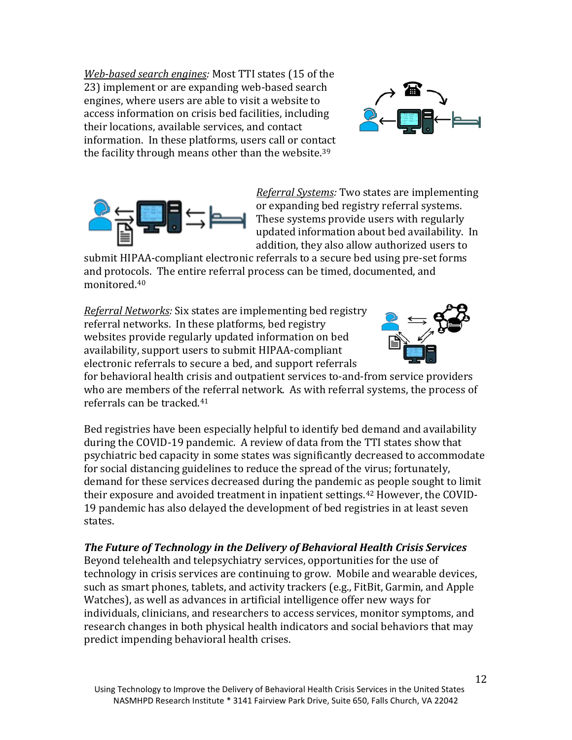*Web-based search engines:* Most TTI states (15 of the 23) implement or are expanding web-based search engines, where users are able to visit a website to access information on crisis bed facilities, including their locations, available services, and contact information. In these platforms, users call or contact the facility through means other than the website.[39]

*Referral Systems:* Two states are implementing or expanding bed registry referral systems. These systems provide users with regularly updated information about bed availability. In addition, they also allow authorized users to submit HIPAA-compliant electronic referrals to a secure bed using pre-set forms and protocols. The entire referral process can be timed, documented, and monitored.[40]

*Referral Networks:* Six states are implementing bed registry referral networks. In these platforms, bed registry websites provide regularly updated information on bed availability, support users to submit HIPAA-compliant electronic referrals to secure a bed, and support referrals for behavioral health crisis and outpatient services to-and-from service providers who are members of the referral network. As with referral systems, the process of referrals can be tracked.[41]

Bed registries have been especially helpful to identify bed demand and availability during the COVID-19 pandemic. A review of data from the TTI states show that psychiatric bed capacity in some states was significantly decreased to accommodate for social distancing guidelines to reduce the spread of the virus; fortunately, demand for these services decreased during the pandemic as people sought to limit their exposure and avoided treatment in inpatient settings.[42] However, the COVID-19 pandemic has also delayed the development of bed registries in at least seven states.

### *The Future of Technology in the Delivery of Behavioral Health Crisis Services*

Beyond telehealth and telepsychiatry services, opportunities for the use of technology in crisis services are continuing to grow. Mobile and wearable devices, such as smart phones, tablets, and activity trackers (e.g., FitBit, Garmin, and Apple Watches), as well as advances in artificial intelligence offer new ways for individuals, clinicians, and researchers to access services, monitor symptoms, and research changes in both physical health indicators and social behaviors that may predict impending behavioral health crises.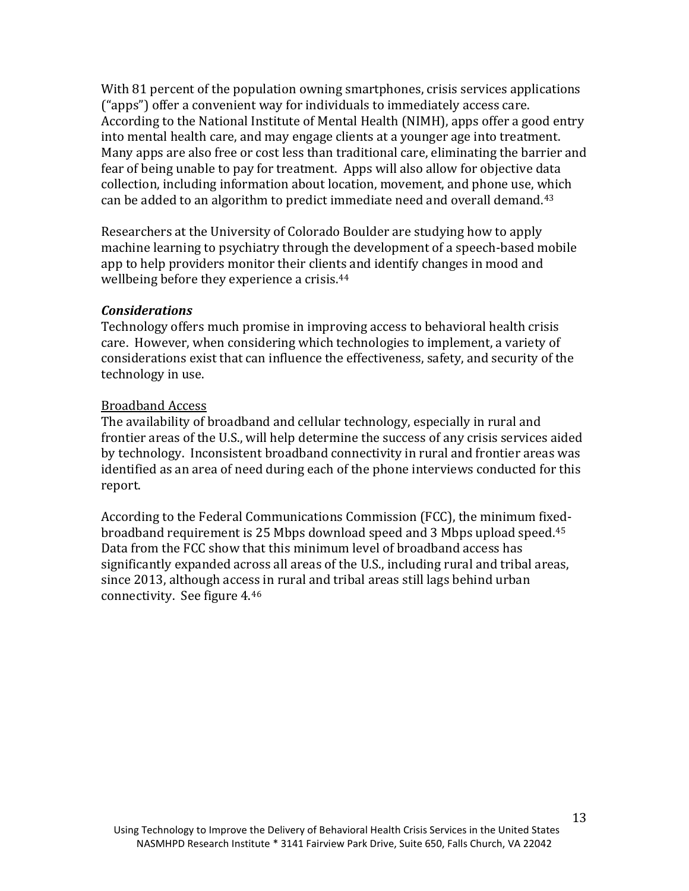With 81 percent of the population owning smartphones, crisis services applications ("apps") offer a convenient way for individuals to immediately access care. According to the National Institute of Mental Health (NIMH), apps offer a good entry into mental health care, and may engage clients at a younger age into treatment. Many apps are also free or cost less than traditional care, eliminating the barrier and fear of being unable to pay for treatment. Apps will also allow for objective data collection, including information about location, movement, and phone use, which can be added to an algorithm to predict immediate need and overall demand.[43]

Researchers at the University of Colorado Boulder are studying how to apply machine learning to psychiatry through the development of a speech-based mobile app to help providers monitor their clients and identify changes in mood and wellbeing before they experience a crisis.[44]

### *Considerations*

Technology offers much promise in improving access to behavioral health crisis care. However, when considering which technologies to implement, a variety of considerations exist that can influence the effectiveness, safety, and security of the technology in use.

#### Broadband Access

The availability of broadband and cellular technology, especially in rural and frontier areas of the U.S., will help determine the success of any crisis services aided by technology. Inconsistent broadband connectivity in rural and frontier areas was identified as an area of need during each of the phone interviews conducted for this report.

According to the Federal Communications Commission (FCC), the minimum fixed-broadband requirement is 25 Mbps download speed and 3 Mbps upload speed.[45] Data from the FCC show that this minimum level of broadband access has significantly expanded across all areas of the U.S., including rural and tribal areas, since 2013, although access in rural and tribal areas still lags behind urban connectivity. See figure 4.[46]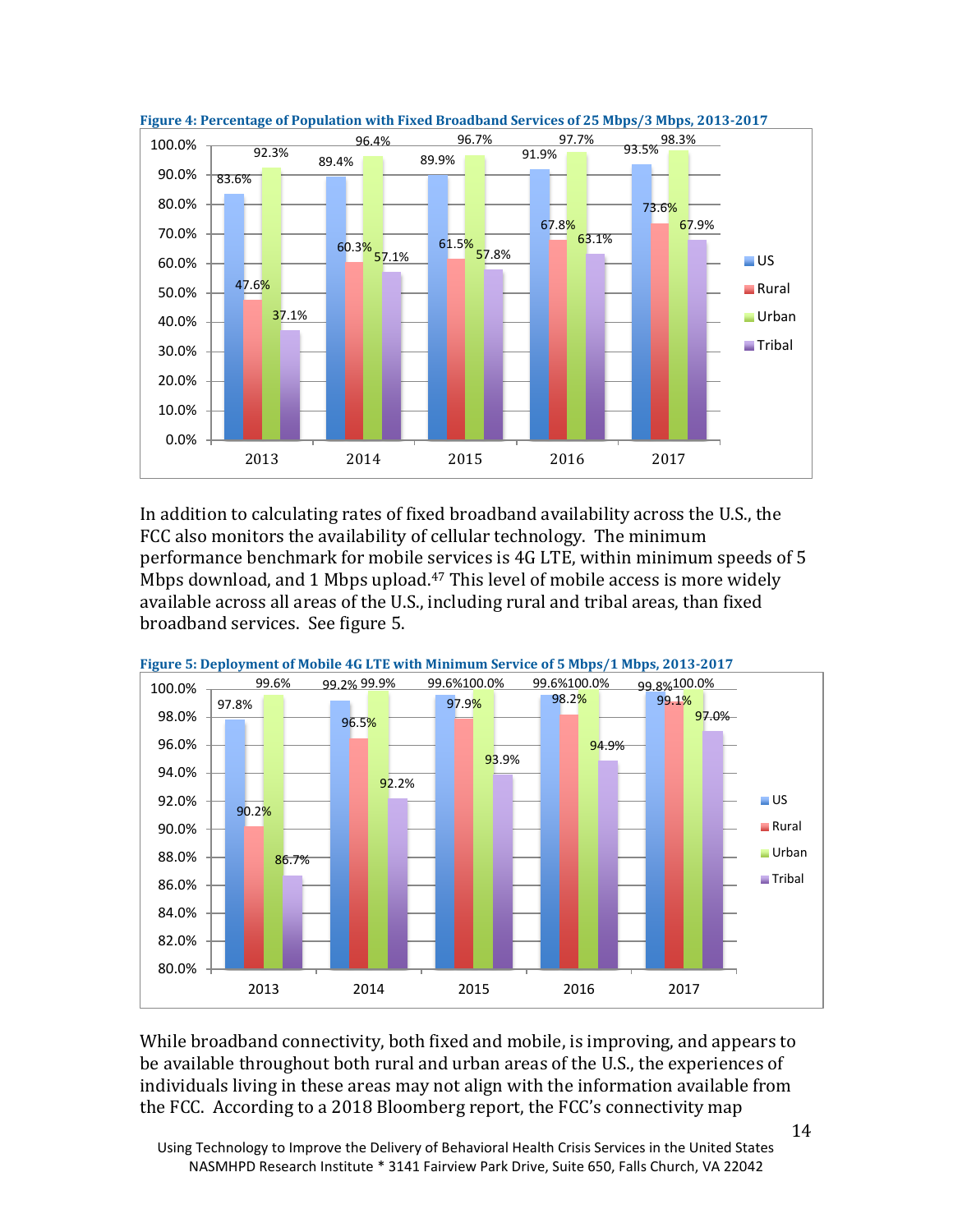**Figure 4: Percentage of Population with Fixed Broadband Services of 25 Mbps/3 Mbps, 2013-2017**

| Year | US | Rural | Urban | Tribal |
|---|---|---|---|---|
| 2013 | 83.6% | 47.6% | 92.3% | 37.1% |
| 2014 | 89.4% | 60.3% | 96.4% | 57.1% |
| 2015 | 89.9% | 61.5% | 96.7% | 57.8% |
| 2016 | 91.9% | 67.8% | 97.7% | 63.1% |
| 2017 | 93.5% | 73.6% | 98.3% | 67.9% |

In addition to calculating rates of fixed broadband availability across the U.S., the FCC also monitors the availability of cellular technology. The minimum performance benchmark for mobile services is 4G LTE, within minimum speeds of 5 Mbps download, and 1 Mbps upload.[47] This level of mobile access is more widely available across all areas of the U.S., including rural and tribal areas, than fixed broadband services. See figure 5.

**Figure 5: Deployment of Mobile 4G LTE with Minimum Service of 5 Mbps/1 Mbps, 2013-2017**

| Year | US | Rural | Urban | Tribal |
|---|---|---|---|---|
| 2013 | 97.8% | 90.2% | 99.6% | 86.7% |
| 2014 | 99.2% | 96.5% | 99.9% | 92.2% |
| 2015 | 99.6% | 97.9% | 100.0% | 93.9% |
| 2016 | 99.6% | 98.2% | 100.0% | 94.9% |
| 2017 | 99.8% | 99.1% | 100.0% | 97.0% |

While broadband connectivity, both fixed and mobile, is improving, and appears to be available throughout both rural and urban areas of the U.S., the experiences of individuals living in these areas may not align with the information available from the FCC. According to a 2018 Bloomberg report, the FCC's connectivity map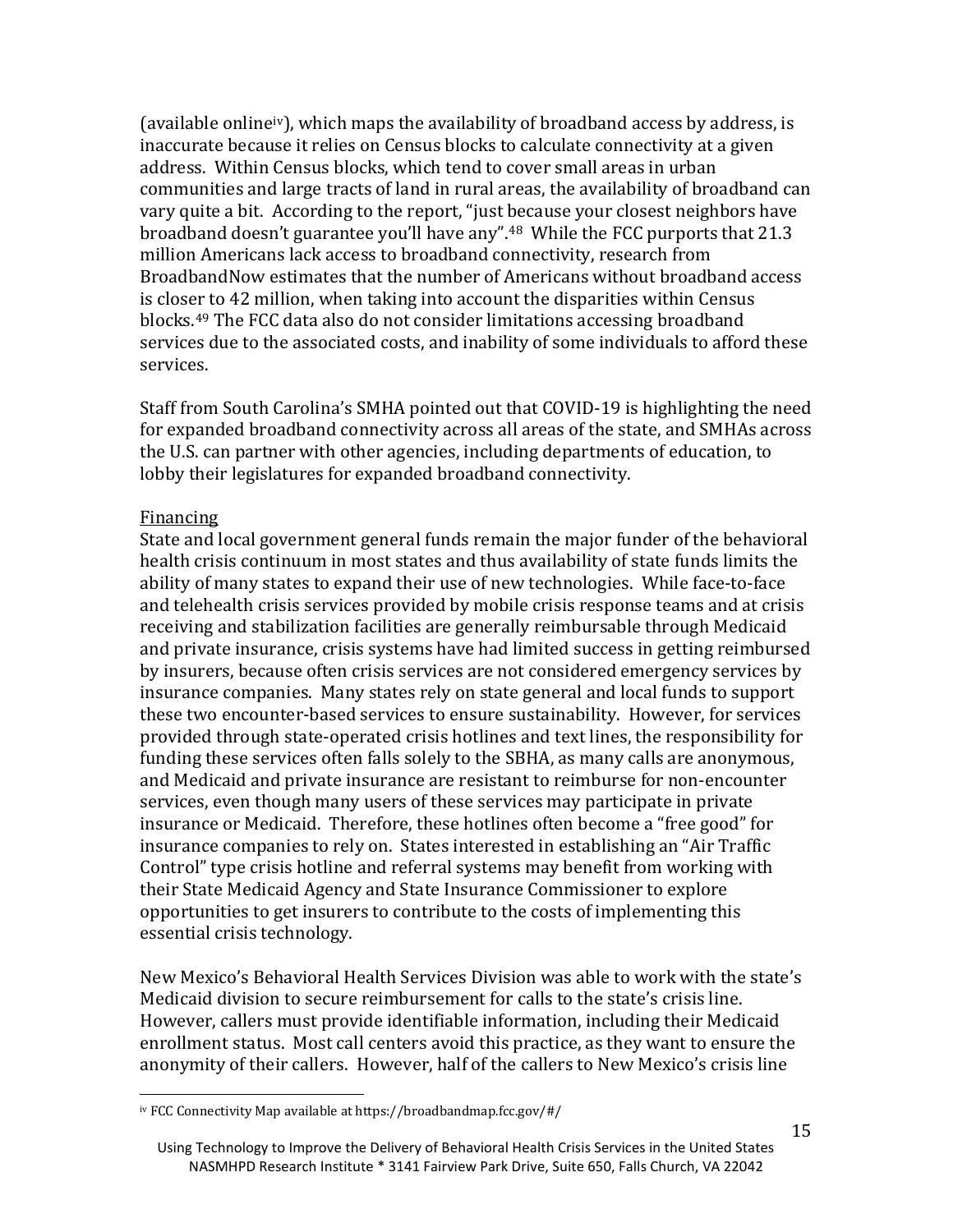(available online[iv]), which maps the availability of broadband access by address, is inaccurate because it relies on Census blocks to calculate connectivity at a given address. Within Census blocks, which tend to cover small areas in urban communities and large tracts of land in rural areas, the availability of broadband can vary quite a bit. According to the report, "just because your closest neighbors have broadband doesn't guarantee you'll have any".[48] While the FCC purports that 21.3 million Americans lack access to broadband connectivity, research from BroadbandNow estimates that the number of Americans without broadband access is closer to 42 million, when taking into account the disparities within Census blocks.[49] The FCC data also do not consider limitations accessing broadband services due to the associated costs, and inability of some individuals to afford these services.

Staff from South Carolina's SMHA pointed out that COVID-19 is highlighting the need for expanded broadband connectivity across all areas of the state, and SMHAs across the U.S. can partner with other agencies, including departments of education, to lobby their legislatures for expanded broadband connectivity.

<u>Financing</u>

State and local government general funds remain the major funder of the behavioral health crisis continuum in most states and thus availability of state funds limits the ability of many states to expand their use of new technologies. While face-to-face and telehealth crisis services provided by mobile crisis response teams and at crisis receiving and stabilization facilities are generally reimbursable through Medicaid and private insurance, crisis systems have had limited success in getting reimbursed by insurers, because often crisis services are not considered emergency services by insurance companies. Many states rely on state general and local funds to support these two encounter-based services to ensure sustainability. However, for services provided through state-operated crisis hotlines and text lines, the responsibility for funding these services often falls solely to the SBHA, as many calls are anonymous, and Medicaid and private insurance are resistant to reimburse for non-encounter services, even though many users of these services may participate in private insurance or Medicaid. Therefore, these hotlines often become a "free good" for insurance companies to rely on. States interested in establishing an "Air Traffic Control" type crisis hotline and referral systems may benefit from working with their State Medicaid Agency and State Insurance Commissioner to explore opportunities to get insurers to contribute to the costs of implementing this essential crisis technology.

New Mexico's Behavioral Health Services Division was able to work with the state's Medicaid division to secure reimbursement for calls to the state's crisis line. However, callers must provide identifiable information, including their Medicaid enrollment status. Most call centers avoid this practice, as they want to ensure the anonymity of their callers. However, half of the callers to New Mexico's crisis line

[iv] FCC Connectivity Map available at https://broadbandmap.fcc.gov/#/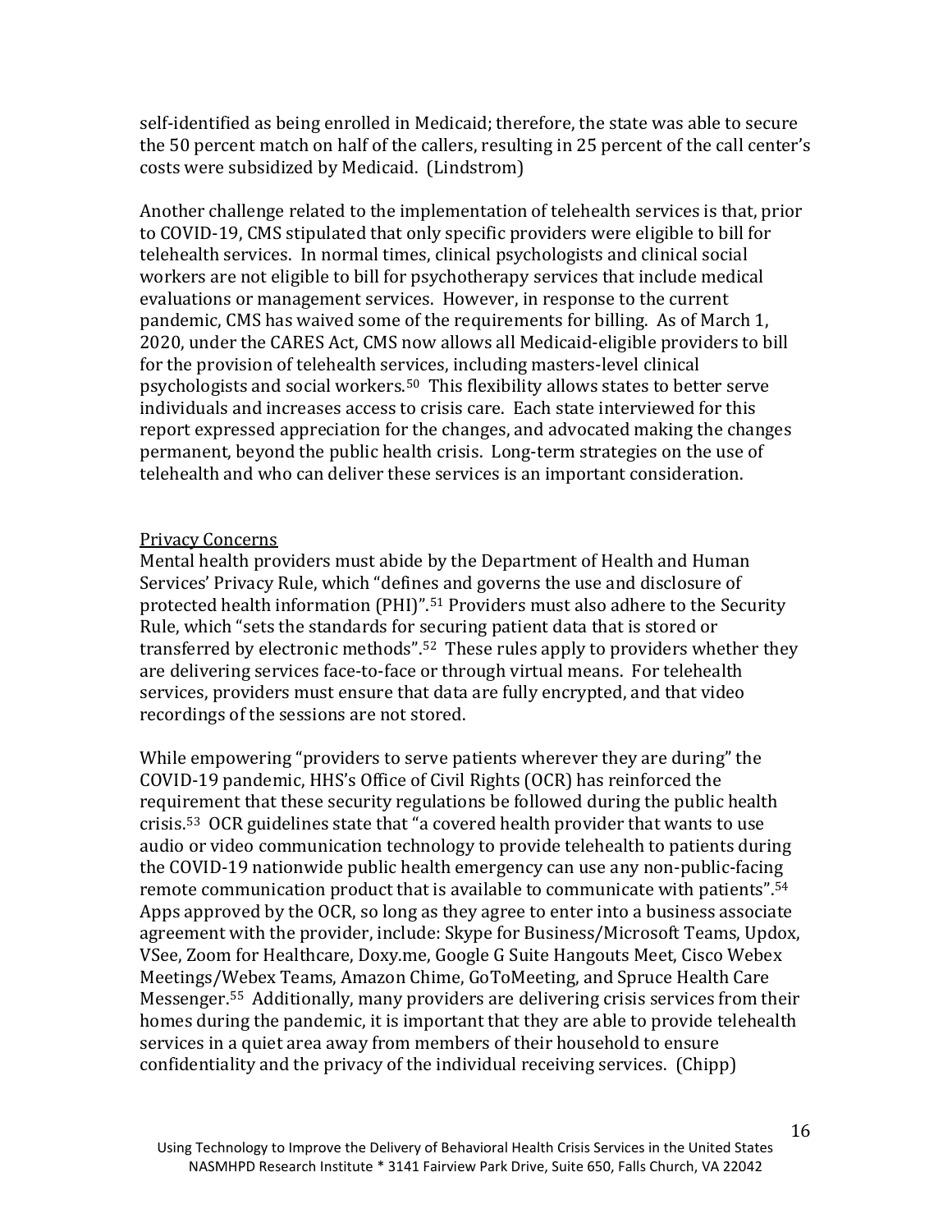self-identified as being enrolled in Medicaid; therefore, the state was able to secure the 50 percent match on half of the callers, resulting in 25 percent of the call center's costs were subsidized by Medicaid. (Lindstrom)

Another challenge related to the implementation of telehealth services is that, prior to COVID-19, CMS stipulated that only specific providers were eligible to bill for telehealth services. In normal times, clinical psychologists and clinical social workers are not eligible to bill for psychotherapy services that include medical evaluations or management services. However, in response to the current pandemic, CMS has waived some of the requirements for billing. As of March 1, 2020, under the CARES Act, CMS now allows all Medicaid-eligible providers to bill for the provision of telehealth services, including masters-level clinical psychologists and social workers.[50] This flexibility allows states to better serve individuals and increases access to crisis care. Each state interviewed for this report expressed appreciation for the changes, and advocated making the changes permanent, beyond the public health crisis. Long-term strategies on the use of telehealth and who can deliver these services is an important consideration.

<u>Privacy Concerns</u>

Mental health providers must abide by the Department of Health and Human Services' Privacy Rule, which "defines and governs the use and disclosure of protected health information (PHI)".[51] Providers must also adhere to the Security Rule, which "sets the standards for securing patient data that is stored or transferred by electronic methods".[52] These rules apply to providers whether they are delivering services face-to-face or through virtual means. For telehealth services, providers must ensure that data are fully encrypted, and that video recordings of the sessions are not stored.

While empowering "providers to serve patients wherever they are during" the COVID-19 pandemic, HHS's Office of Civil Rights (OCR) has reinforced the requirement that these security regulations be followed during the public health crisis.[53] OCR guidelines state that "a covered health provider that wants to use audio or video communication technology to provide telehealth to patients during the COVID-19 nationwide public health emergency can use any non-public-facing remote communication product that is available to communicate with patients".[54] Apps approved by the OCR, so long as they agree to enter into a business associate agreement with the provider, include: Skype for Business/Microsoft Teams, Updox, VSee, Zoom for Healthcare, Doxy.me, Google G Suite Hangouts Meet, Cisco Webex Meetings/Webex Teams, Amazon Chime, GoToMeeting, and Spruce Health Care Messenger.[55] Additionally, many providers are delivering crisis services from their homes during the pandemic, it is important that they are able to provide telehealth services in a quiet area away from members of their household to ensure confidentiality and the privacy of the individual receiving services. (Chipp)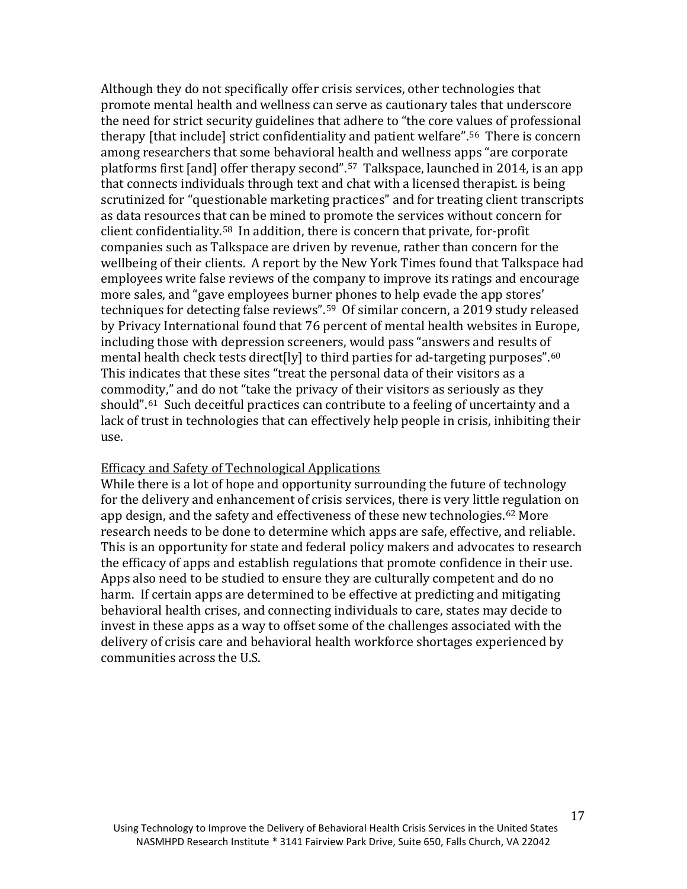Although they do not specifically offer crisis services, other technologies that promote mental health and wellness can serve as cautionary tales that underscore the need for strict security guidelines that adhere to "the core values of professional therapy [that include] strict confidentiality and patient welfare".[56] There is concern among researchers that some behavioral health and wellness apps "are corporate platforms first [and] offer therapy second".[57] Talkspace, launched in 2014, is an app that connects individuals through text and chat with a licensed therapist. is being scrutinized for "questionable marketing practices" and for treating client transcripts as data resources that can be mined to promote the services without concern for client confidentiality.[58] In addition, there is concern that private, for-profit companies such as Talkspace are driven by revenue, rather than concern for the wellbeing of their clients. A report by the New York Times found that Talkspace had employees write false reviews of the company to improve its ratings and encourage more sales, and "gave employees burner phones to help evade the app stores' techniques for detecting false reviews".[59] Of similar concern, a 2019 study released by Privacy International found that 76 percent of mental health websites in Europe, including those with depression screeners, would pass "answers and results of mental health check tests direct[ly] to third parties for ad-targeting purposes".[60] This indicates that these sites "treat the personal data of their visitors as a commodity," and do not "take the privacy of their visitors as seriously as they should".[61] Such deceitful practices can contribute to a feeling of uncertainty and a lack of trust in technologies that can effectively help people in crisis, inhibiting their use.

<u>Efficacy and Safety of Technological Applications</u>

While there is a lot of hope and opportunity surrounding the future of technology for the delivery and enhancement of crisis services, there is very little regulation on app design, and the safety and effectiveness of these new technologies.[62] More research needs to be done to determine which apps are safe, effective, and reliable. This is an opportunity for state and federal policy makers and advocates to research the efficacy of apps and establish regulations that promote confidence in their use. Apps also need to be studied to ensure they are culturally competent and do no harm. If certain apps are determined to be effective at predicting and mitigating behavioral health crises, and connecting individuals to care, states may decide to invest in these apps as a way to offset some of the challenges associated with the delivery of crisis care and behavioral health workforce shortages experienced by communities across the U.S.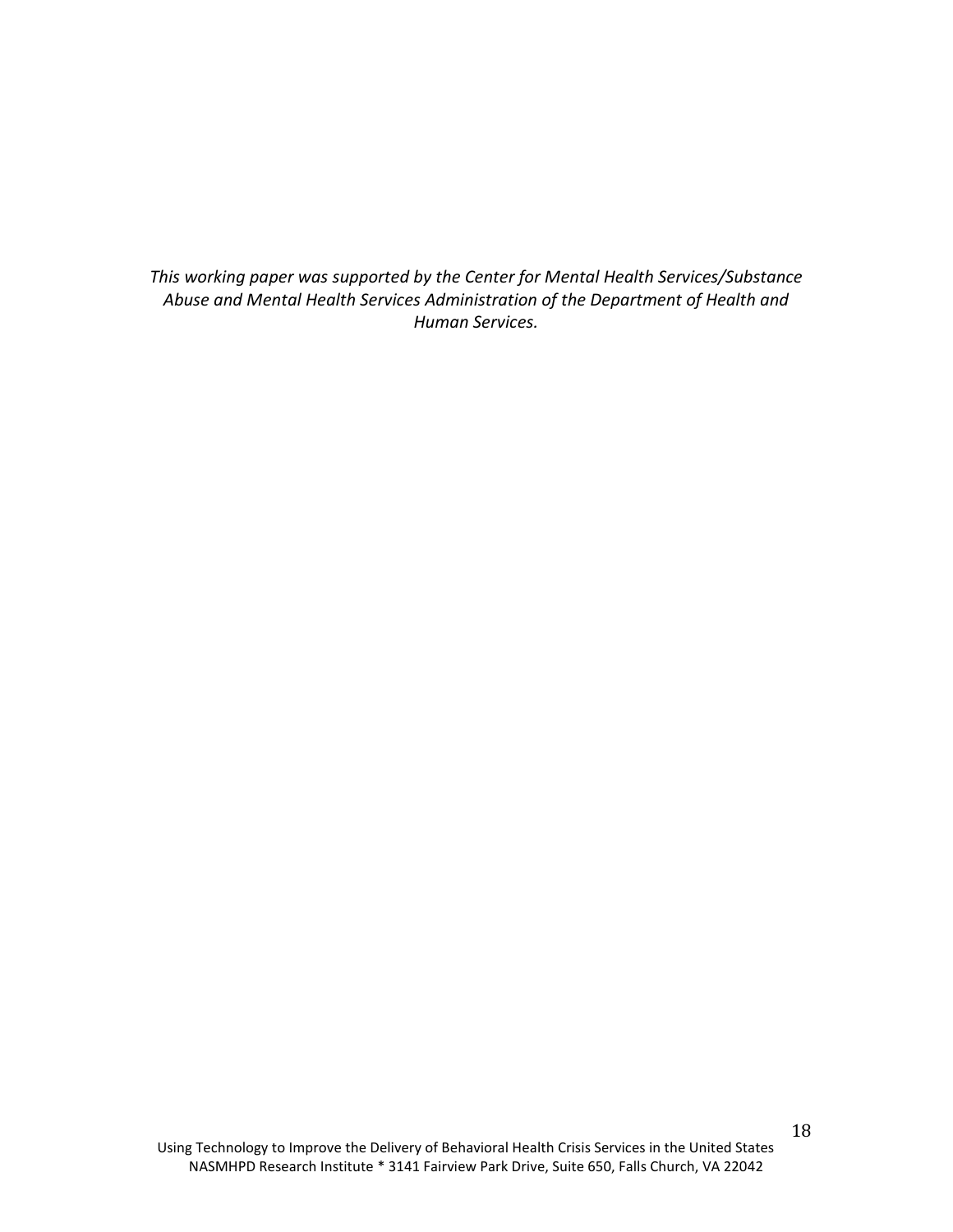*This working paper was supported by the Center for Mental Health Services/Substance Abuse and Mental Health Services Administration of the Department of Health and Human Services.*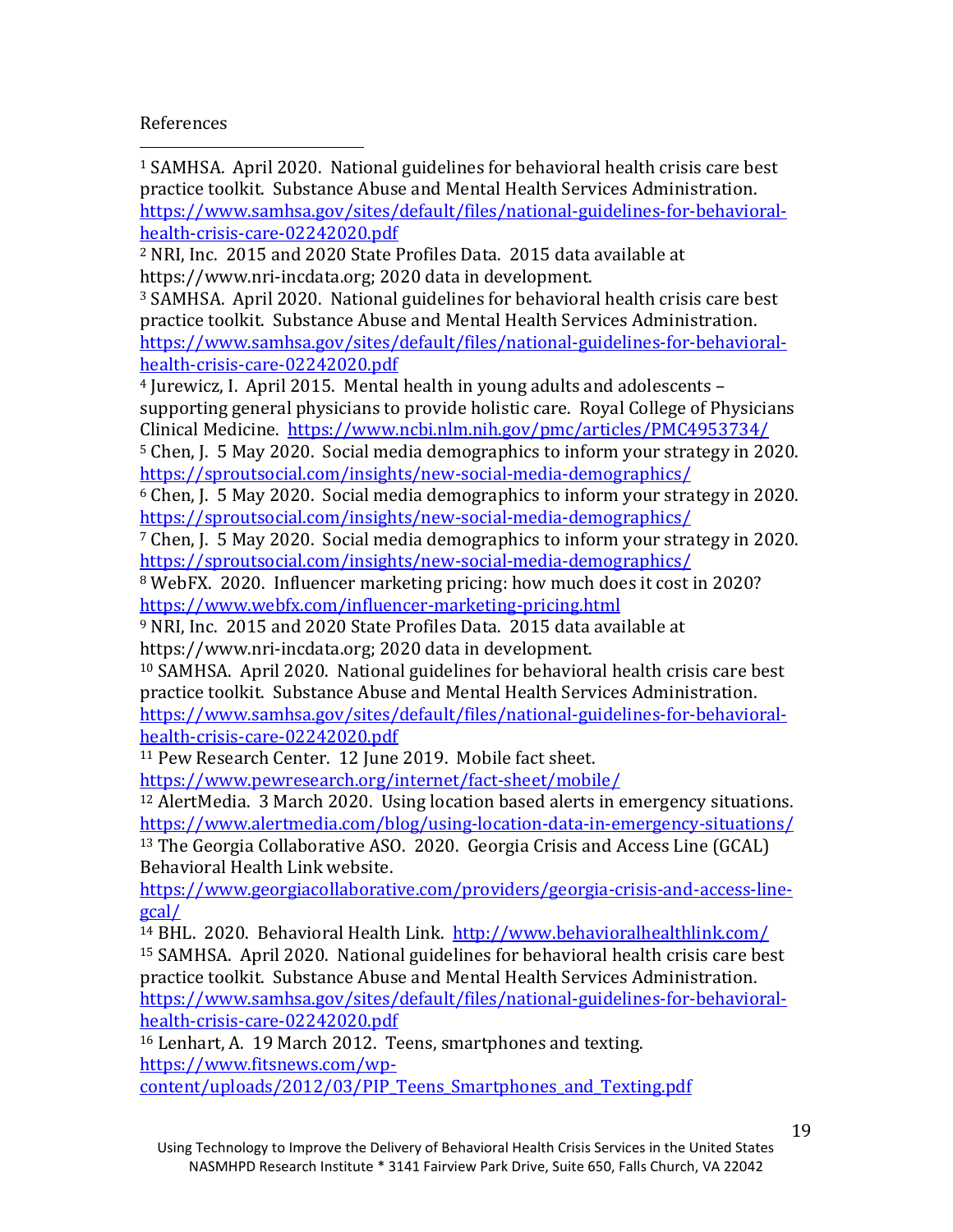References

[1] SAMHSA. April 2020. National guidelines for behavioral health crisis care best practice toolkit. Substance Abuse and Mental Health Services Administration. https://www.samhsa.gov/sites/default/files/national-guidelines-for-behavioral-health-crisis-care-02242020.pdf

[2] NRI, Inc. 2015 and 2020 State Profiles Data. 2015 data available at https://www.nri-incdata.org; 2020 data in development.

[3] SAMHSA. April 2020. National guidelines for behavioral health crisis care best practice toolkit. Substance Abuse and Mental Health Services Administration. https://www.samhsa.gov/sites/default/files/national-guidelines-for-behavioral-health-crisis-care-02242020.pdf

[4] Jurewicz, I. April 2015. Mental health in young adults and adolescents – supporting general physicians to provide holistic care. Royal College of Physicians Clinical Medicine. https://www.ncbi.nlm.nih.gov/pmc/articles/PMC4953734/

[5] Chen, J. 5 May 2020. Social media demographics to inform your strategy in 2020. https://sproutsocial.com/insights/new-social-media-demographics/

[6] Chen, J. 5 May 2020. Social media demographics to inform your strategy in 2020. https://sproutsocial.com/insights/new-social-media-demographics/

[7] Chen, J. 5 May 2020. Social media demographics to inform your strategy in 2020. https://sproutsocial.com/insights/new-social-media-demographics/

[8] WebFX. 2020. Influencer marketing pricing: how much does it cost in 2020? https://www.webfx.com/influencer-marketing-pricing.html

[9] NRI, Inc. 2015 and 2020 State Profiles Data. 2015 data available at https://www.nri-incdata.org; 2020 data in development.

[10] SAMHSA. April 2020. National guidelines for behavioral health crisis care best practice toolkit. Substance Abuse and Mental Health Services Administration. https://www.samhsa.gov/sites/default/files/national-guidelines-for-behavioral-health-crisis-care-02242020.pdf

[11] Pew Research Center. 12 June 2019. Mobile fact sheet. https://www.pewresearch.org/internet/fact-sheet/mobile/

[12] AlertMedia. 3 March 2020. Using location based alerts in emergency situations. https://www.alertmedia.com/blog/using-location-data-in-emergency-situations/

[13] The Georgia Collaborative ASO. 2020. Georgia Crisis and Access Line (GCAL) Behavioral Health Link website. https://www.georgiacollaborative.com/providers/georgia-crisis-and-access-line-gcal/

[14] BHL. 2020. Behavioral Health Link. http://www.behavioralhealthlink.com/

[15] SAMHSA. April 2020. National guidelines for behavioral health crisis care best practice toolkit. Substance Abuse and Mental Health Services Administration. https://www.samhsa.gov/sites/default/files/national-guidelines-for-behavioral-health-crisis-care-02242020.pdf

[16] Lenhart, A. 19 March 2012. Teens, smartphones and texting. https://www.fitsnews.com/wp-content/uploads/2012/03/PIP_Teens_Smartphones_and_Texting.pdf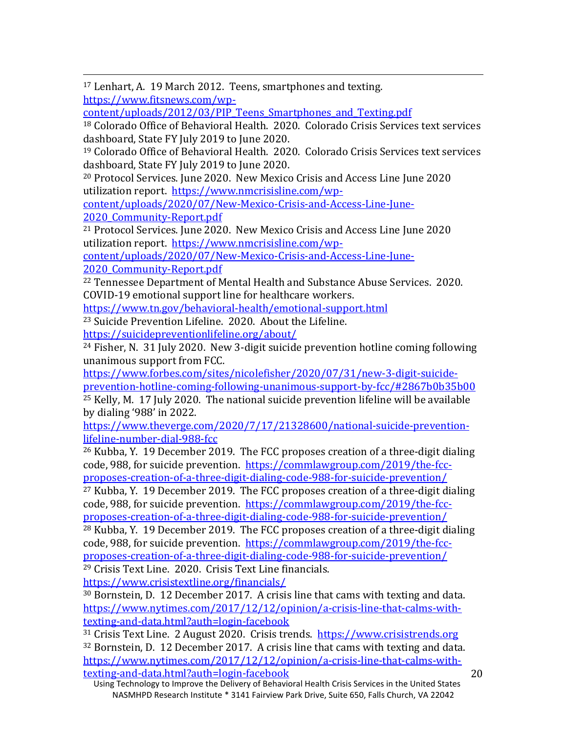[17] Lenhart, A. 19 March 2012. Teens, smartphones and texting. https://www.fitsnews.com/wp-content/uploads/2012/03/PIP_Teens_Smartphones_and_Texting.pdf

[18] Colorado Office of Behavioral Health. 2020. Colorado Crisis Services text services dashboard, State FY July 2019 to June 2020.

[19] Colorado Office of Behavioral Health. 2020. Colorado Crisis Services text services dashboard, State FY July 2019 to June 2020.

[20] Protocol Services. June 2020. New Mexico Crisis and Access Line June 2020 utilization report. https://www.nmcrisisline.com/wp-content/uploads/2020/07/New-Mexico-Crisis-and-Access-Line-June-2020_Community-Report.pdf

[21] Protocol Services. June 2020. New Mexico Crisis and Access Line June 2020 utilization report. https://www.nmcrisisline.com/wp-content/uploads/2020/07/New-Mexico-Crisis-and-Access-Line-June-2020_Community-Report.pdf

[22] Tennessee Department of Mental Health and Substance Abuse Services. 2020. COVID-19 emotional support line for healthcare workers. https://www.tn.gov/behavioral-health/emotional-support.html

[23] Suicide Prevention Lifeline. 2020. About the Lifeline. https://suicidepreventionlifeline.org/about/

[24] Fisher, N. 31 July 2020. New 3-digit suicide prevention hotline coming following unanimous support from FCC. https://www.forbes.com/sites/nicolefisher/2020/07/31/new-3-digit-suicide-prevention-hotline-coming-following-unanimous-support-by-fcc/#2867b0b35b00

[25] Kelly, M. 17 July 2020. The national suicide prevention lifeline will be available by dialing '988' in 2022. https://www.theverge.com/2020/7/17/21328600/national-suicide-prevention-lifeline-number-dial-988-fcc

[26] Kubba, Y. 19 December 2019. The FCC proposes creation of a three-digit dialing code, 988, for suicide prevention. https://commlawgroup.com/2019/the-fcc-proposes-creation-of-a-three-digit-dialing-code-988-for-suicide-prevention/

[27] Kubba, Y. 19 December 2019. The FCC proposes creation of a three-digit dialing code, 988, for suicide prevention. https://commlawgroup.com/2019/the-fcc-proposes-creation-of-a-three-digit-dialing-code-988-for-suicide-prevention/

[28] Kubba, Y. 19 December 2019. The FCC proposes creation of a three-digit dialing code, 988, for suicide prevention. https://commlawgroup.com/2019/the-fcc-proposes-creation-of-a-three-digit-dialing-code-988-for-suicide-prevention/

[29] Crisis Text Line. 2020. Crisis Text Line financials. https://www.crisistextline.org/financials/

[30] Bornstein, D. 12 December 2017. A crisis line that cams with texting and data. https://www.nytimes.com/2017/12/12/opinion/a-crisis-line-that-calms-with-texting-and-data.html?auth=login-facebook

[31] Crisis Text Line. 2 August 2020. Crisis trends. https://www.crisistrends.org

[32] Bornstein, D. 12 December 2017. A crisis line that cams with texting and data. https://www.nytimes.com/2017/12/12/opinion/a-crisis-line-that-calms-with-texting-and-data.html?auth=login-facebook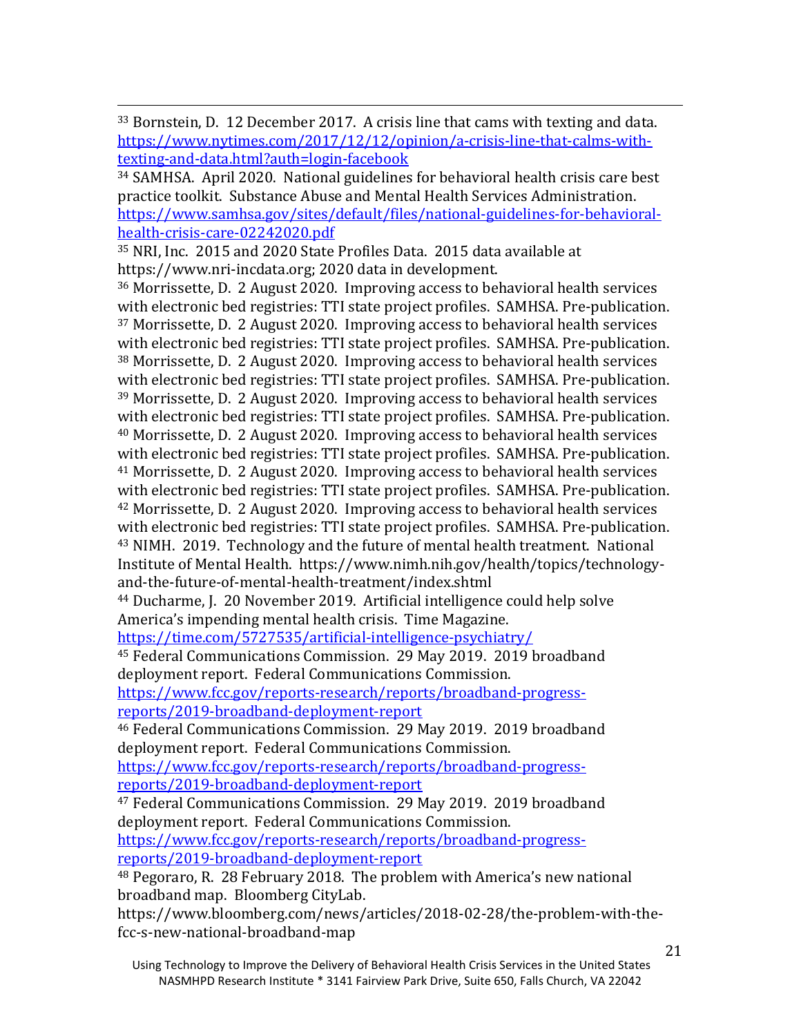[33] Bornstein, D. 12 December 2017. A crisis line that cams with texting and data. https://www.nytimes.com/2017/12/12/opinion/a-crisis-line-that-calms-with-texting-and-data.html?auth=login-facebook

[34] SAMHSA. April 2020. National guidelines for behavioral health crisis care best practice toolkit. Substance Abuse and Mental Health Services Administration. https://www.samhsa.gov/sites/default/files/national-guidelines-for-behavioral-health-crisis-care-02242020.pdf

[35] NRI, Inc. 2015 and 2020 State Profiles Data. 2015 data available at https://www.nri-incdata.org; 2020 data in development.

[36] Morrissette, D. 2 August 2020. Improving access to behavioral health services with electronic bed registries: TTI state project profiles. SAMHSA. Pre-publication.

[37] Morrissette, D. 2 August 2020. Improving access to behavioral health services with electronic bed registries: TTI state project profiles. SAMHSA. Pre-publication.

[38] Morrissette, D. 2 August 2020. Improving access to behavioral health services with electronic bed registries: TTI state project profiles. SAMHSA. Pre-publication.

[39] Morrissette, D. 2 August 2020. Improving access to behavioral health services with electronic bed registries: TTI state project profiles. SAMHSA. Pre-publication.

[40] Morrissette, D. 2 August 2020. Improving access to behavioral health services with electronic bed registries: TTI state project profiles. SAMHSA. Pre-publication.

[41] Morrissette, D. 2 August 2020. Improving access to behavioral health services with electronic bed registries: TTI state project profiles. SAMHSA. Pre-publication.

[42] Morrissette, D. 2 August 2020. Improving access to behavioral health services with electronic bed registries: TTI state project profiles. SAMHSA. Pre-publication.

[43] NIMH. 2019. Technology and the future of mental health treatment. National Institute of Mental Health. https://www.nimh.nih.gov/health/topics/technology-and-the-future-of-mental-health-treatment/index.shtml

[44] Ducharme, J. 20 November 2019. Artificial intelligence could help solve America's impending mental health crisis. Time Magazine. https://time.com/5727535/artificial-intelligence-psychiatry/

[45] Federal Communications Commission. 29 May 2019. 2019 broadband deployment report. Federal Communications Commission. https://www.fcc.gov/reports-research/reports/broadband-progress-reports/2019-broadband-deployment-report

[46] Federal Communications Commission. 29 May 2019. 2019 broadband deployment report. Federal Communications Commission. https://www.fcc.gov/reports-research/reports/broadband-progress-reports/2019-broadband-deployment-report

[47] Federal Communications Commission. 29 May 2019. 2019 broadband deployment report. Federal Communications Commission. https://www.fcc.gov/reports-research/reports/broadband-progress-reports/2019-broadband-deployment-report

[48] Pegoraro, R. 28 February 2018. The problem with America's new national broadband map. Bloomberg CityLab. https://www.bloomberg.com/news/articles/2018-02-28/the-problem-with-the-fcc-s-new-national-broadband-map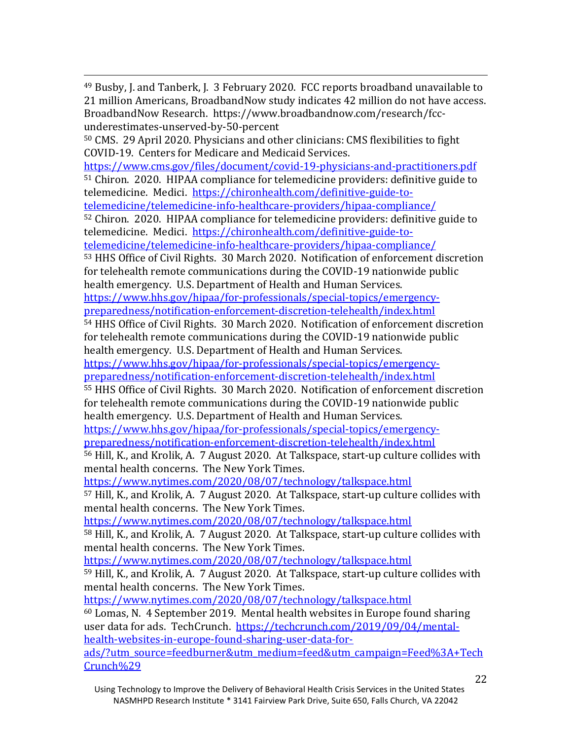[49] Busby, J. and Tanberk, J. 3 February 2020. FCC reports broadband unavailable to 21 million Americans, BroadbandNow study indicates 42 million do not have access. BroadbandNow Research. https://www.broadbandnow.com/research/fcc-underestimates-unserved-by-50-percent

[50] CMS. 29 April 2020. Physicians and other clinicians: CMS flexibilities to fight COVID-19. Centers for Medicare and Medicaid Services. https://www.cms.gov/files/document/covid-19-physicians-and-practitioners.pdf

[51] Chiron. 2020. HIPAA compliance for telemedicine providers: definitive guide to telemedicine. Medici. https://chironhealth.com/definitive-guide-to-telemedicine/telemedicine-info-healthcare-providers/hipaa-compliance/

[52] Chiron. 2020. HIPAA compliance for telemedicine providers: definitive guide to telemedicine. Medici. https://chironhealth.com/definitive-guide-to-telemedicine/telemedicine-info-healthcare-providers/hipaa-compliance/

[53] HHS Office of Civil Rights. 30 March 2020. Notification of enforcement discretion for telehealth remote communications during the COVID-19 nationwide public health emergency. U.S. Department of Health and Human Services. https://www.hhs.gov/hipaa/for-professionals/special-topics/emergency-preparedness/notification-enforcement-discretion-telehealth/index.html

[54] HHS Office of Civil Rights. 30 March 2020. Notification of enforcement discretion for telehealth remote communications during the COVID-19 nationwide public health emergency. U.S. Department of Health and Human Services. https://www.hhs.gov/hipaa/for-professionals/special-topics/emergency-preparedness/notification-enforcement-discretion-telehealth/index.html

[55] HHS Office of Civil Rights. 30 March 2020. Notification of enforcement discretion for telehealth remote communications during the COVID-19 nationwide public health emergency. U.S. Department of Health and Human Services. https://www.hhs.gov/hipaa/for-professionals/special-topics/emergency-preparedness/notification-enforcement-discretion-telehealth/index.html

[56] Hill, K., and Krolik, A. 7 August 2020. At Talkspace, start-up culture collides with mental health concerns. The New York Times. https://www.nytimes.com/2020/08/07/technology/talkspace.html

[57] Hill, K., and Krolik, A. 7 August 2020. At Talkspace, start-up culture collides with mental health concerns. The New York Times. https://www.nytimes.com/2020/08/07/technology/talkspace.html

[58] Hill, K., and Krolik, A. 7 August 2020. At Talkspace, start-up culture collides with mental health concerns. The New York Times. https://www.nytimes.com/2020/08/07/technology/talkspace.html

[59] Hill, K., and Krolik, A. 7 August 2020. At Talkspace, start-up culture collides with mental health concerns. The New York Times. https://www.nytimes.com/2020/08/07/technology/talkspace.html

[60] Lomas, N. 4 September 2019. Mental health websites in Europe found sharing user data for ads. TechCrunch. https://techcrunch.com/2019/09/04/mental-health-websites-in-europe-found-sharing-user-data-for-ads/?utm_source=feedburner&utm_medium=feed&utm_campaign=Feed%3A+TechCrunch%29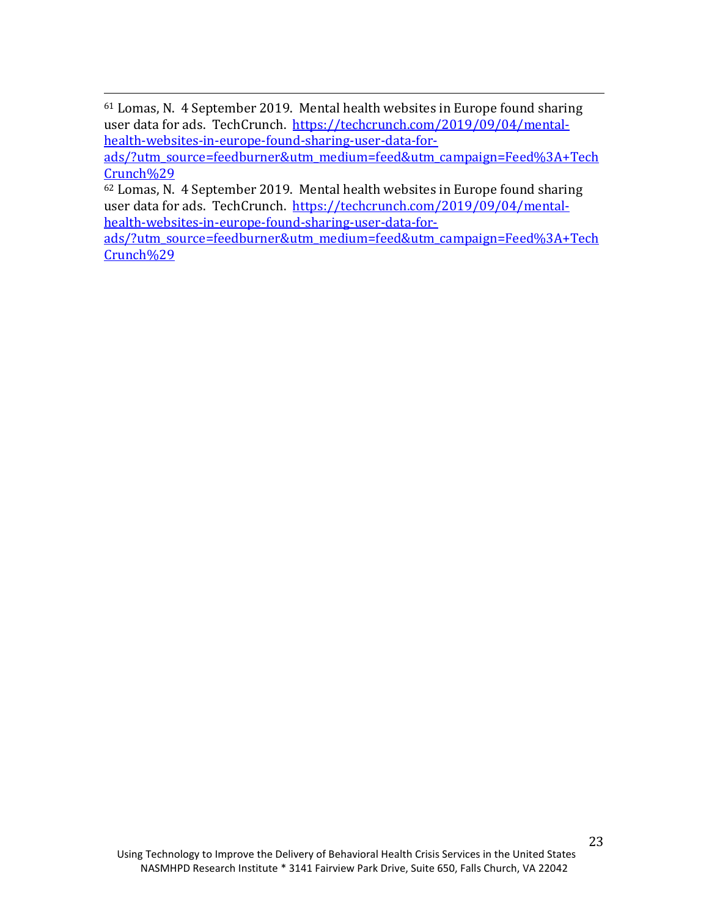[61] Lomas, N. 4 September 2019. Mental health websites in Europe found sharing user data for ads. TechCrunch. https://techcrunch.com/2019/09/04/mental-health-websites-in-europe-found-sharing-user-data-for-ads/?utm_source=feedburner&utm_medium=feed&utm_campaign=Feed%3A+TechCrunch%29

[62] Lomas, N. 4 September 2019. Mental health websites in Europe found sharing user data for ads. TechCrunch. https://techcrunch.com/2019/09/04/mental-health-websites-in-europe-found-sharing-user-data-for-ads/?utm_source=feedburner&utm_medium=feed&utm_campaign=Feed%3A+TechCrunch%29